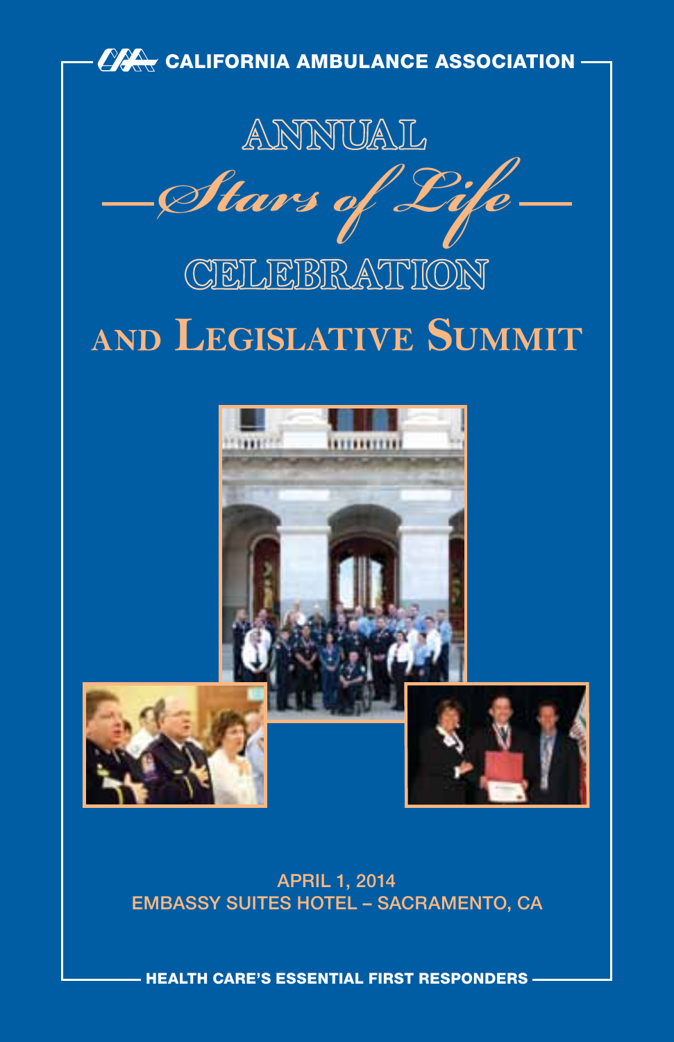CALIFORNIA AMBULANCE ASSOCIATION

# ANNUAL *Stars of Life* CELEBRATION and LEGISLATIVE SUMMIT

APRIL 1, 2014
EMBASSY SUITES HOTEL – SACRAMENTO, CA

HEALTH CARE'S ESSENTIAL FIRST RESPONDERS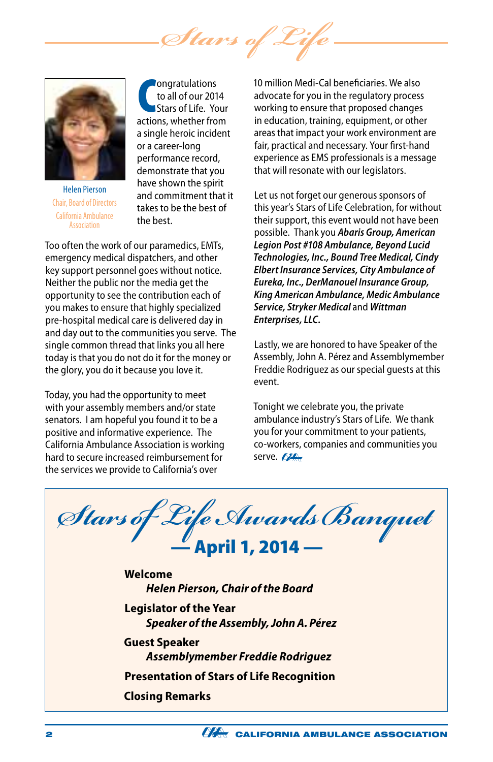# Stars of Life

Helen Pierson
Chair, Board of Directors
California Ambulance Association

Congratulations to all of our 2014 Stars of Life. Your actions, whether from a single heroic incident or a career-long performance record, demonstrate that you have shown the spirit and commitment that it takes to be the best of the best.

Too often the work of our paramedics, EMTs, emergency medical dispatchers, and other key support personnel goes without notice. Neither the public nor the media get the opportunity to see the contribution each of you makes to ensure that highly specialized pre-hospital medical care is delivered day in and day out to the communities you serve. The single common thread that links you all here today is that you do not do it for the money or the glory, you do it because you love it.

Today, you had the opportunity to meet with your assembly members and/or state senators. I am hopeful you found it to be a positive and informative experience. The California Ambulance Association is working hard to secure increased reimbursement for the services we provide to California's over 10 million Medi-Cal beneficiaries. We also advocate for you in the regulatory process working to ensure that proposed changes in education, training, equipment, or other areas that impact your work environment are fair, practical and necessary. Your first-hand experience as EMS professionals is a message that will resonate with our legislators.

Let us not forget our generous sponsors of this year's Stars of Life Celebration, for without their support, this event would not have been possible. Thank you ***Abaris Group, American Legion Post #108 Ambulance, Beyond Lucid Technologies, Inc., Bound Tree Medical, Cindy Elbert Insurance Services, City Ambulance of Eureka, Inc., DerManouel Insurance Group, King American Ambulance, Medic Ambulance Service, Stryker Medical*** and ***Wittman Enterprises, LLC.***

Lastly, we are honored to have Speaker of the Assembly, John A. Pérez and Assemblymember Freddie Rodriguez as our special guests at this event.

Tonight we celebrate you, the private ambulance industry's Stars of Life. We thank you for your commitment to your patients, co-workers, companies and communities you serve.

## Stars of Life Awards Banquet

### — April 1, 2014 —

**Welcome**
***Helen Pierson, Chair of the Board***

**Legislator of the Year**
***Speaker of the Assembly, John A. Pérez***

**Guest Speaker**
***Assemblymember Freddie Rodriguez***

**Presentation of Stars of Life Recognition**

**Closing Remarks**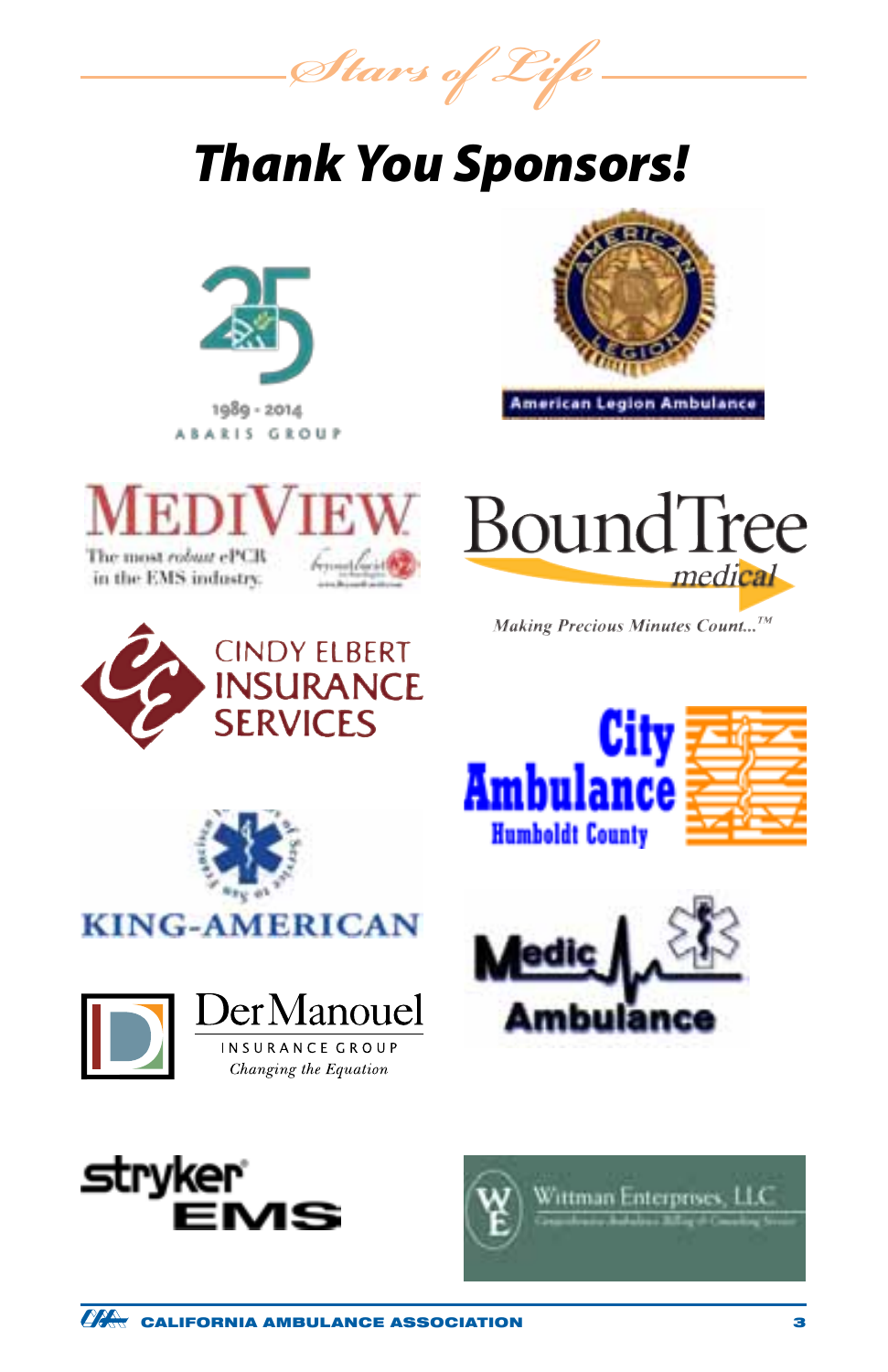*Stars of Life*

# Thank You Sponsors!

1989 - 2014
ABARIS GROUP

American Legion Ambulance

MEDIVIEW
The most *robust* ePCR in the EMS industry.

BoundTree medical
*Making Precious Minutes Count...™*

CINDY ELBERT INSURANCE SERVICES

City Ambulance
Humboldt County

KING-AMERICAN

Medic Ambulance

DerManouel
INSURANCE GROUP
*Changing the Equation*

stryker EMS

Wittman Enterprises, LLC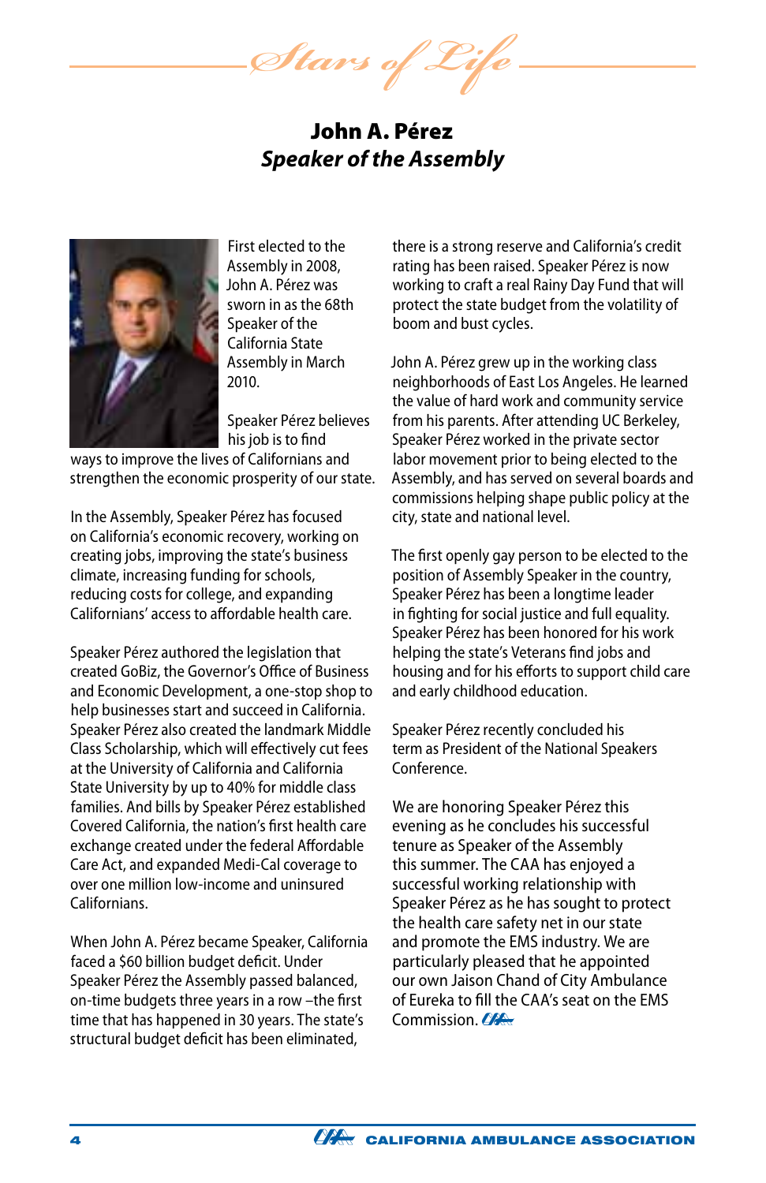*Stars of Life*

# John A. Pérez
## *Speaker of the Assembly*

First elected to the Assembly in 2008, John A. Pérez was sworn in as the 68th Speaker of the California State Assembly in March 2010.

Speaker Pérez believes his job is to find ways to improve the lives of Californians and strengthen the economic prosperity of our state.

In the Assembly, Speaker Pérez has focused on California's economic recovery, working on creating jobs, improving the state's business climate, increasing funding for schools, reducing costs for college, and expanding Californians' access to affordable health care.

Speaker Pérez authored the legislation that created GoBiz, the Governor's Office of Business and Economic Development, a one-stop shop to help businesses start and succeed in California. Speaker Pérez also created the landmark Middle Class Scholarship, which will effectively cut fees at the University of California and California State University by up to 40% for middle class families. And bills by Speaker Pérez established Covered California, the nation's first health care exchange created under the federal Affordable Care Act, and expanded Medi-Cal coverage to over one million low-income and uninsured Californians.

When John A. Pérez became Speaker, California faced a $60 billion budget deficit. Under Speaker Pérez the Assembly passed balanced, on-time budgets three years in a row –the first time that has happened in 30 years. The state's structural budget deficit has been eliminated, there is a strong reserve and California's credit rating has been raised. Speaker Pérez is now working to craft a real Rainy Day Fund that will protect the state budget from the volatility of boom and bust cycles.

John A. Pérez grew up in the working class neighborhoods of East Los Angeles. He learned the value of hard work and community service from his parents. After attending UC Berkeley, Speaker Pérez worked in the private sector labor movement prior to being elected to the Assembly, and has served on several boards and commissions helping shape public policy at the city, state and national level.

The first openly gay person to be elected to the position of Assembly Speaker in the country, Speaker Pérez has been a longtime leader in fighting for social justice and full equality. Speaker Pérez has been honored for his work helping the state's Veterans find jobs and housing and for his efforts to support child care and early childhood education.

Speaker Pérez recently concluded his term as President of the National Speakers Conference.

We are honoring Speaker Pérez this evening as he concludes his successful tenure as Speaker of the Assembly this summer. The CAA has enjoyed a successful working relationship with Speaker Pérez as he has sought to protect the health care safety net in our state and promote the EMS industry. We are particularly pleased that he appointed our own Jaison Chand of City Ambulance of Eureka to fill the CAA's seat on the EMS Commission.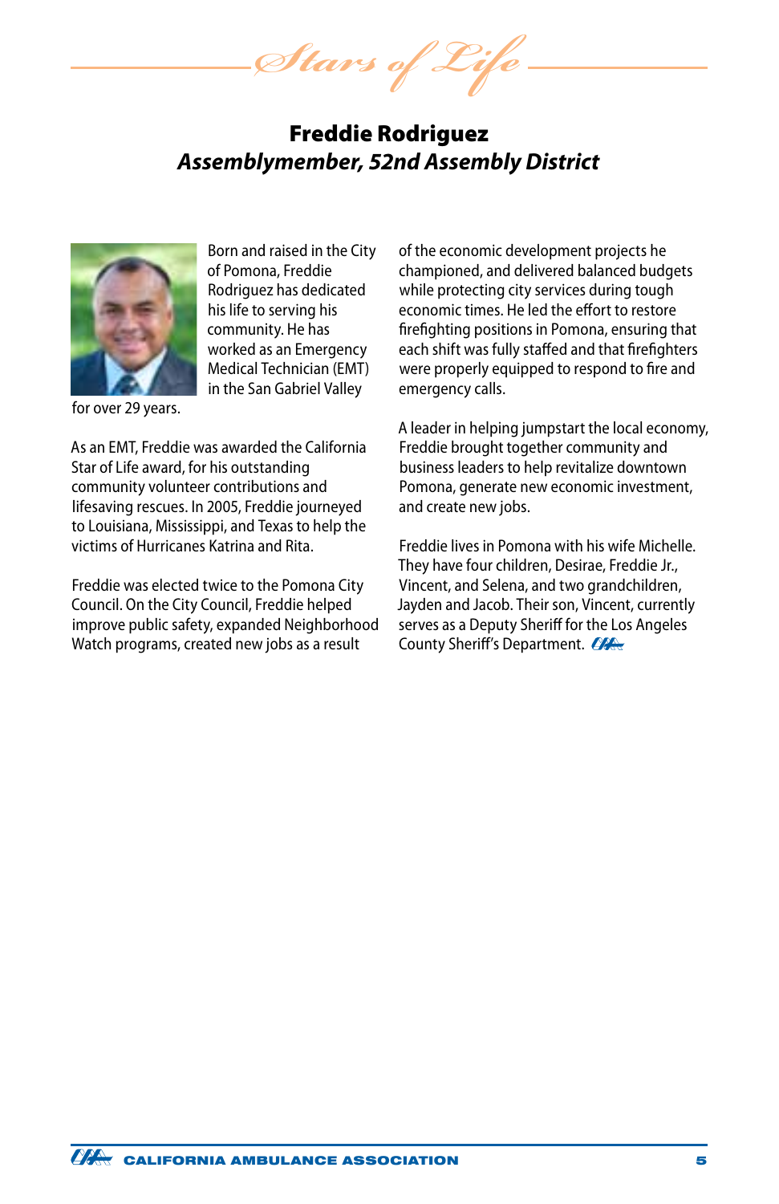## Freddie Rodriguez

### *Assemblymember, 52nd Assembly District*

Born and raised in the City of Pomona, Freddie Rodriguez has dedicated his life to serving his community. He has worked as an Emergency Medical Technician (EMT) in the San Gabriel Valley for over 29 years.

As an EMT, Freddie was awarded the California Star of Life award, for his outstanding community volunteer contributions and lifesaving rescues. In 2005, Freddie journeyed to Louisiana, Mississippi, and Texas to help the victims of Hurricanes Katrina and Rita.

Freddie was elected twice to the Pomona City Council. On the City Council, Freddie helped improve public safety, expanded Neighborhood Watch programs, created new jobs as a result of the economic development projects he championed, and delivered balanced budgets while protecting city services during tough economic times. He led the effort to restore firefighting positions in Pomona, ensuring that each shift was fully staffed and that firefighters were properly equipped to respond to fire and emergency calls.

A leader in helping jumpstart the local economy, Freddie brought together community and business leaders to help revitalize downtown Pomona, generate new economic investment, and create new jobs.

Freddie lives in Pomona with his wife Michelle. They have four children, Desirae, Freddie Jr., Vincent, and Selena, and two grandchildren, Jayden and Jacob. Their son, Vincent, currently serves as a Deputy Sheriff for the Los Angeles County Sheriff's Department.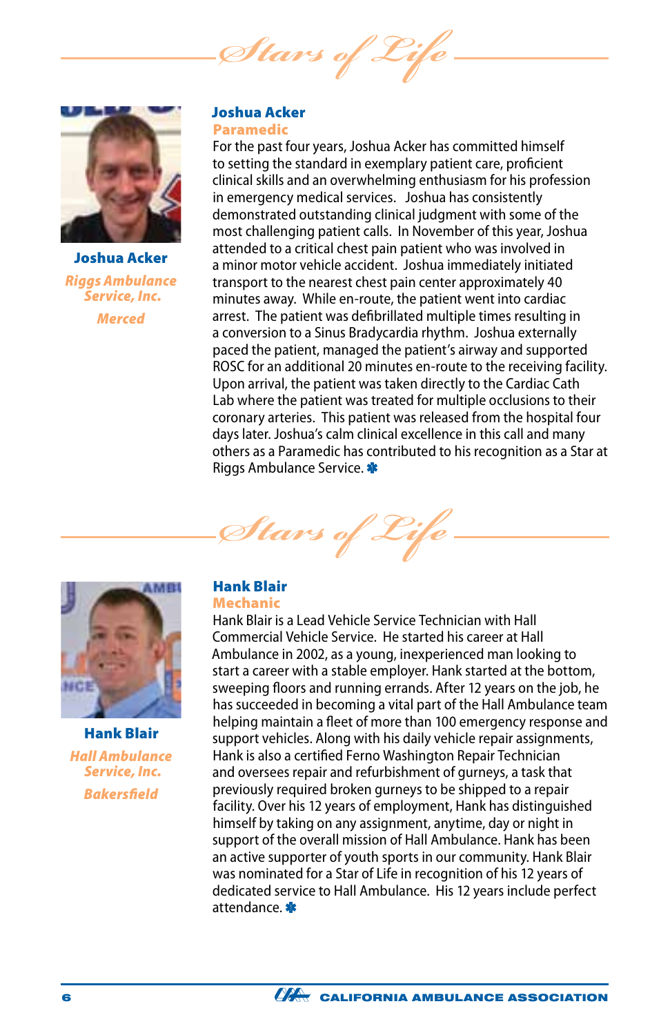# Stars of Life

**Joshua Acker**

*Riggs Ambulance Service, Inc.*

*Merced*

### Joshua Acker

**Paramedic**

For the past four years, Joshua Acker has committed himself to setting the standard in exemplary patient care, proficient clinical skills and an overwhelming enthusiasm for his profession in emergency medical services. Joshua has consistently demonstrated outstanding clinical judgment with some of the most challenging patient calls. In November of this year, Joshua attended to a critical chest pain patient who was involved in a minor motor vehicle accident. Joshua immediately initiated transport to the nearest chest pain center approximately 40 minutes away. While en-route, the patient went into cardiac arrest. The patient was defibrillated multiple times resulting in a conversion to a Sinus Bradycardia rhythm. Joshua externally paced the patient, managed the patient's airway and supported ROSC for an additional 20 minutes en-route to the receiving facility. Upon arrival, the patient was taken directly to the Cardiac Cath Lab where the patient was treated for multiple occlusions to their coronary arteries. This patient was released from the hospital four days later. Joshua's calm clinical excellence in this call and many others as a Paramedic has contributed to his recognition as a Star at Riggs Ambulance Service.

# Stars of Life

**Hank Blair**

*Hall Ambulance Service, Inc.*

*Bakersfield*

### Hank Blair

**Mechanic**

Hank Blair is a Lead Vehicle Service Technician with Hall Commercial Vehicle Service. He started his career at Hall Ambulance in 2002, as a young, inexperienced man looking to start a career with a stable employer. Hank started at the bottom, sweeping floors and running errands. After 12 years on the job, he has succeeded in becoming a vital part of the Hall Ambulance team helping maintain a fleet of more than 100 emergency response and support vehicles. Along with his daily vehicle repair assignments, Hank is also a certified Ferno Washington Repair Technician and oversees repair and refurbishment of gurneys, a task that previously required broken gurneys to be shipped to a repair facility. Over his 12 years of employment, Hank has distinguished himself by taking on any assignment, anytime, day or night in support of the overall mission of Hall Ambulance. Hank has been an active supporter of youth sports in our community. Hank Blair was nominated for a Star of Life in recognition of his 12 years of dedicated service to Hall Ambulance. His 12 years include perfect attendance.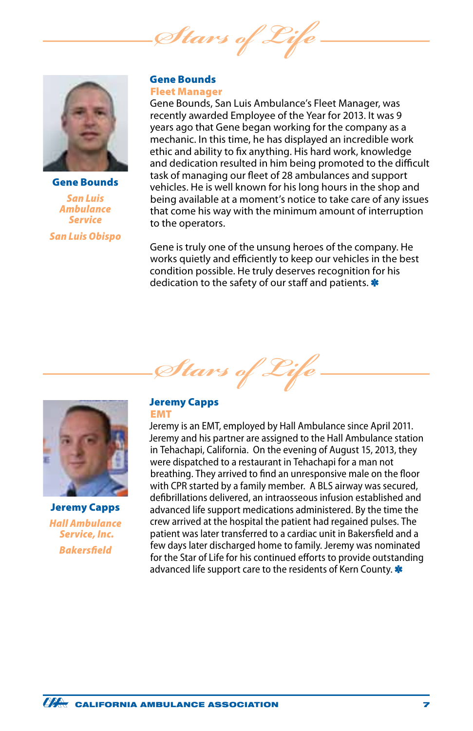## Stars of Life

**Gene Bounds**

*San Luis Ambulance Service*

*San Luis Obispo*

### Gene Bounds

**Fleet Manager**

Gene Bounds, San Luis Ambulance's Fleet Manager, was recently awarded Employee of the Year for 2013. It was 9 years ago that Gene began working for the company as a mechanic. In this time, he has displayed an incredible work ethic and ability to fix anything. His hard work, knowledge and dedication resulted in him being promoted to the difficult task of managing our fleet of 28 ambulances and support vehicles. He is well known for his long hours in the shop and being available at a moment's notice to take care of any issues that come his way with the minimum amount of interruption to the operators.

Gene is truly one of the unsung heroes of the company. He works quietly and efficiently to keep our vehicles in the best condition possible. He truly deserves recognition for his dedication to the safety of our staff and patients. ✱

## Stars of Life

**Jeremy Capps**

*Hall Ambulance Service, Inc.*

*Bakersfield*

### Jeremy Capps

**EMT**

Jeremy is an EMT, employed by Hall Ambulance since April 2011. Jeremy and his partner are assigned to the Hall Ambulance station in Tehachapi, California. On the evening of August 15, 2013, they were dispatched to a restaurant in Tehachapi for a man not breathing. They arrived to find an unresponsive male on the floor with CPR started by a family member. A BLS airway was secured, defibrillations delivered, an intraosseous infusion established and advanced life support medications administered. By the time the crew arrived at the hospital the patient had regained pulses. The patient was later transferred to a cardiac unit in Bakersfield and a few days later discharged home to family. Jeremy was nominated for the Star of Life for his continued efforts to provide outstanding advanced life support care to the residents of Kern County. ✱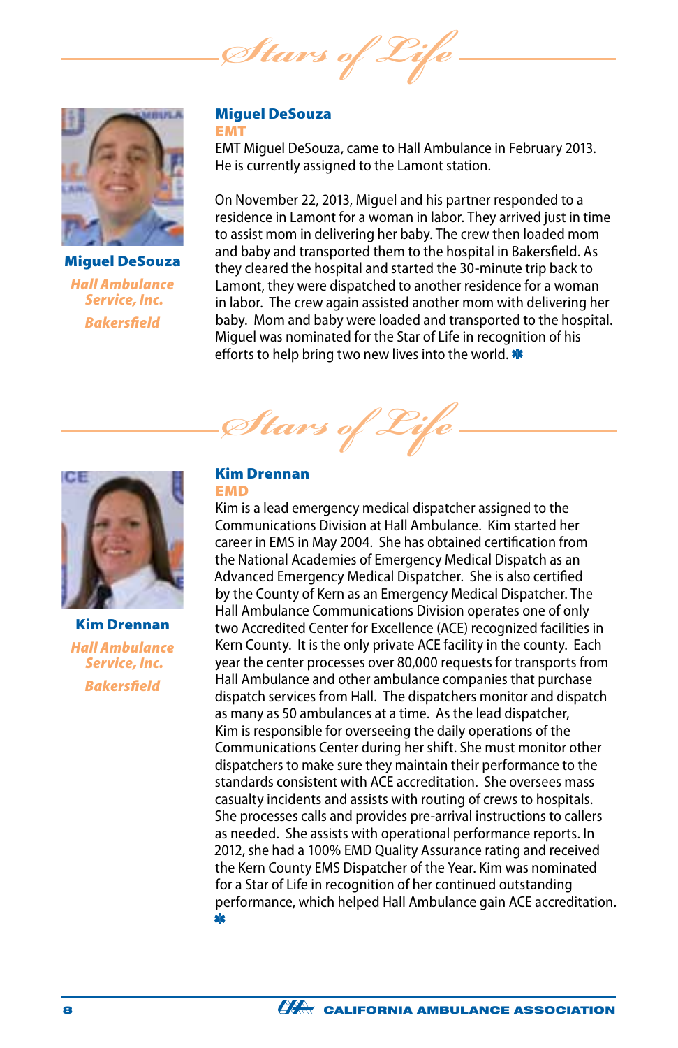# Stars of Life

## Miguel DeSouza

**EMT**

EMT Miguel DeSouza, came to Hall Ambulance in February 2013. He is currently assigned to the Lamont station.

On November 22, 2013, Miguel and his partner responded to a residence in Lamont for a woman in labor. They arrived just in time to assist mom in delivering her baby. The crew then loaded mom and baby and transported them to the hospital in Bakersfield. As they cleared the hospital and started the 30-minute trip back to Lamont, they were dispatched to another residence for a woman in labor. The crew again assisted another mom with delivering her baby. Mom and baby were loaded and transported to the hospital. Miguel was nominated for the Star of Life in recognition of his efforts to help bring two new lives into the world. ✱

**Miguel DeSouza**
*Hall Ambulance Service, Inc.*
*Bakersfield*

# Stars of Life

## Kim Drennan

**EMD**

Kim is a lead emergency medical dispatcher assigned to the Communications Division at Hall Ambulance. Kim started her career in EMS in May 2004. She has obtained certification from the National Academies of Emergency Medical Dispatch as an Advanced Emergency Medical Dispatcher. She is also certified by the County of Kern as an Emergency Medical Dispatcher. The Hall Ambulance Communications Division operates one of only two Accredited Center for Excellence (ACE) recognized facilities in Kern County. It is the only private ACE facility in the county. Each year the center processes over 80,000 requests for transports from Hall Ambulance and other ambulance companies that purchase dispatch services from Hall. The dispatchers monitor and dispatch as many as 50 ambulances at a time. As the lead dispatcher, Kim is responsible for overseeing the daily operations of the Communications Center during her shift. She must monitor other dispatchers to make sure they maintain their performance to the standards consistent with ACE accreditation. She oversees mass casualty incidents and assists with routing of crews to hospitals. She processes calls and provides pre-arrival instructions to callers as needed. She assists with operational performance reports. In 2012, she had a 100% EMD Quality Assurance rating and received the Kern County EMS Dispatcher of the Year. Kim was nominated for a Star of Life in recognition of her continued outstanding performance, which helped Hall Ambulance gain ACE accreditation. ✱

**Kim Drennan**
*Hall Ambulance Service, Inc.*
*Bakersfield*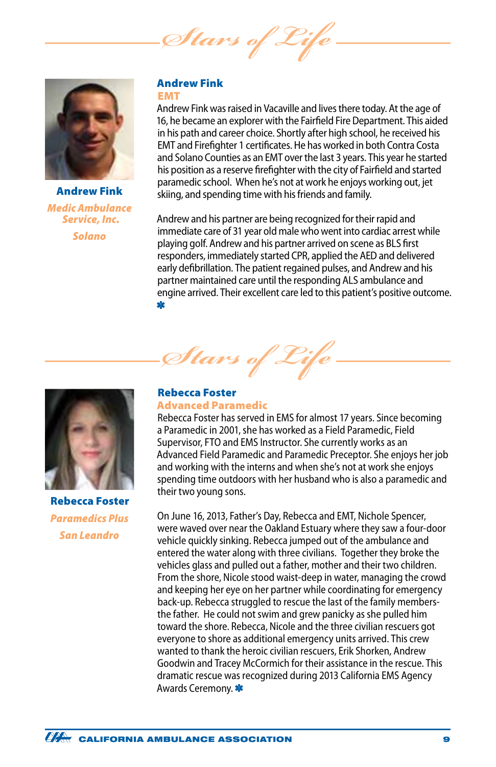# Stars of Life

**Andrew Fink**
*Medic Ambulance Service, Inc.*
*Solano*

## Andrew Fink
### EMT

Andrew Fink was raised in Vacaville and lives there today. At the age of 16, he became an explorer with the Fairfield Fire Department. This aided in his path and career choice. Shortly after high school, he received his EMT and Firefighter 1 certificates. He has worked in both Contra Costa and Solano Counties as an EMT over the last 3 years. This year he started his position as a reserve firefighter with the city of Fairfield and started paramedic school. When he's not at work he enjoys working out, jet skiing, and spending time with his friends and family.

Andrew and his partner are being recognized for their rapid and immediate care of 31 year old male who went into cardiac arrest while playing golf. Andrew and his partner arrived on scene as BLS first responders, immediately started CPR, applied the AED and delivered early defibrillation. The patient regained pulses, and Andrew and his partner maintained care until the responding ALS ambulance and engine arrived. Their excellent care led to this patient's positive outcome. ✱

# Stars of Life

**Rebecca Foster**
*Paramedics Plus*
*San Leandro*

## Rebecca Foster
### Advanced Paramedic

Rebecca Foster has served in EMS for almost 17 years. Since becoming a Paramedic in 2001, she has worked as a Field Paramedic, Field Supervisor, FTO and EMS Instructor. She currently works as an Advanced Field Paramedic and Paramedic Preceptor. She enjoys her job and working with the interns and when she's not at work she enjoys spending time outdoors with her husband who is also a paramedic and their two young sons.

On June 16, 2013, Father's Day, Rebecca and EMT, Nichole Spencer, were waved over near the Oakland Estuary where they saw a four-door vehicle quickly sinking. Rebecca jumped out of the ambulance and entered the water along with three civilians. Together they broke the vehicles glass and pulled out a father, mother and their two children. From the shore, Nicole stood waist-deep in water, managing the crowd and keeping her eye on her partner while coordinating for emergency back-up. Rebecca struggled to rescue the last of the family members-the father. He could not swim and grew panicky as she pulled him toward the shore. Rebecca, Nicole and the three civilian rescuers got everyone to shore as additional emergency units arrived. This crew wanted to thank the heroic civilian rescuers, Erik Shorken, Andrew Goodwin and Tracey McCormich for their assistance in the rescue. This dramatic rescue was recognized during 2013 California EMS Agency Awards Ceremony. ✱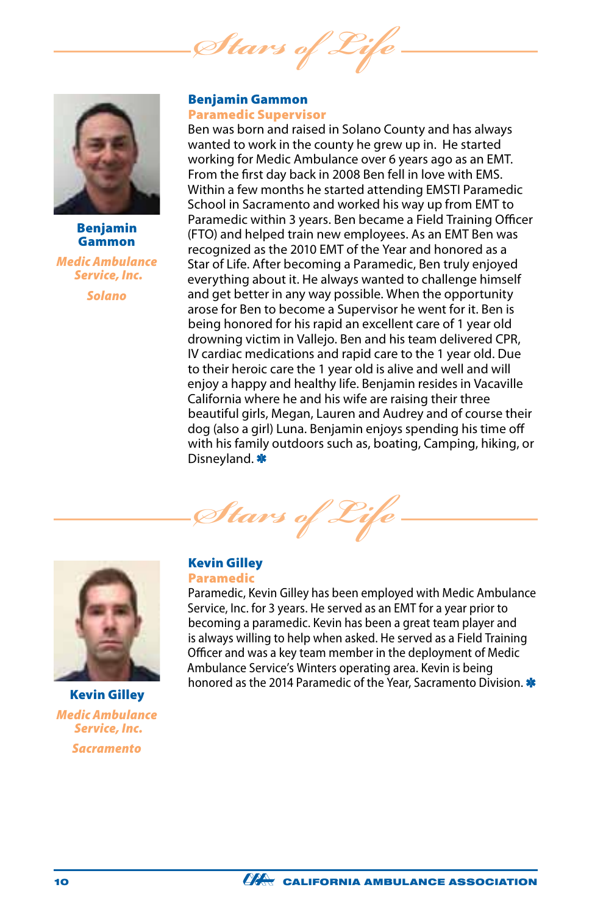## Stars of Life

**Benjamin Gammon**
*Medic Ambulance Service, Inc.*
*Solano*

### Benjamin Gammon
**Paramedic Supervisor**

Ben was born and raised in Solano County and has always wanted to work in the county he grew up in.  He started working for Medic Ambulance over 6 years ago as an EMT. From the first day back in 2008 Ben fell in love with EMS. Within a few months he started attending EMSTI Paramedic School in Sacramento and worked his way up from EMT to Paramedic within 3 years. Ben became a Field Training Officer (FTO) and helped train new employees. As an EMT Ben was recognized as the 2010 EMT of the Year and honored as a Star of Life. After becoming a Paramedic, Ben truly enjoyed everything about it. He always wanted to challenge himself and get better in any way possible. When the opportunity arose for Ben to become a Supervisor he went for it. Ben is being honored for his rapid an excellent care of 1 year old drowning victim in Vallejo. Ben and his team delivered CPR, IV cardiac medications and rapid care to the 1 year old. Due to their heroic care the 1 year old is alive and well and will enjoy a happy and healthy life. Benjamin resides in Vacaville California where he and his wife are raising their three beautiful girls, Megan, Lauren and Audrey and of course their dog (also a girl) Luna. Benjamin enjoys spending his time off with his family outdoors such as, boating, Camping, hiking, or Disneyland. ✱

## Stars of Life

**Kevin Gilley**
*Medic Ambulance Service, Inc.*
*Sacramento*

### Kevin Gilley
**Paramedic**

Paramedic, Kevin Gilley has been employed with Medic Ambulance Service, Inc. for 3 years. He served as an EMT for a year prior to becoming a paramedic. Kevin has been a great team player and is always willing to help when asked. He served as a Field Training Officer and was a key team member in the deployment of Medic Ambulance Service's Winters operating area. Kevin is being honored as the 2014 Paramedic of the Year, Sacramento Division. ✱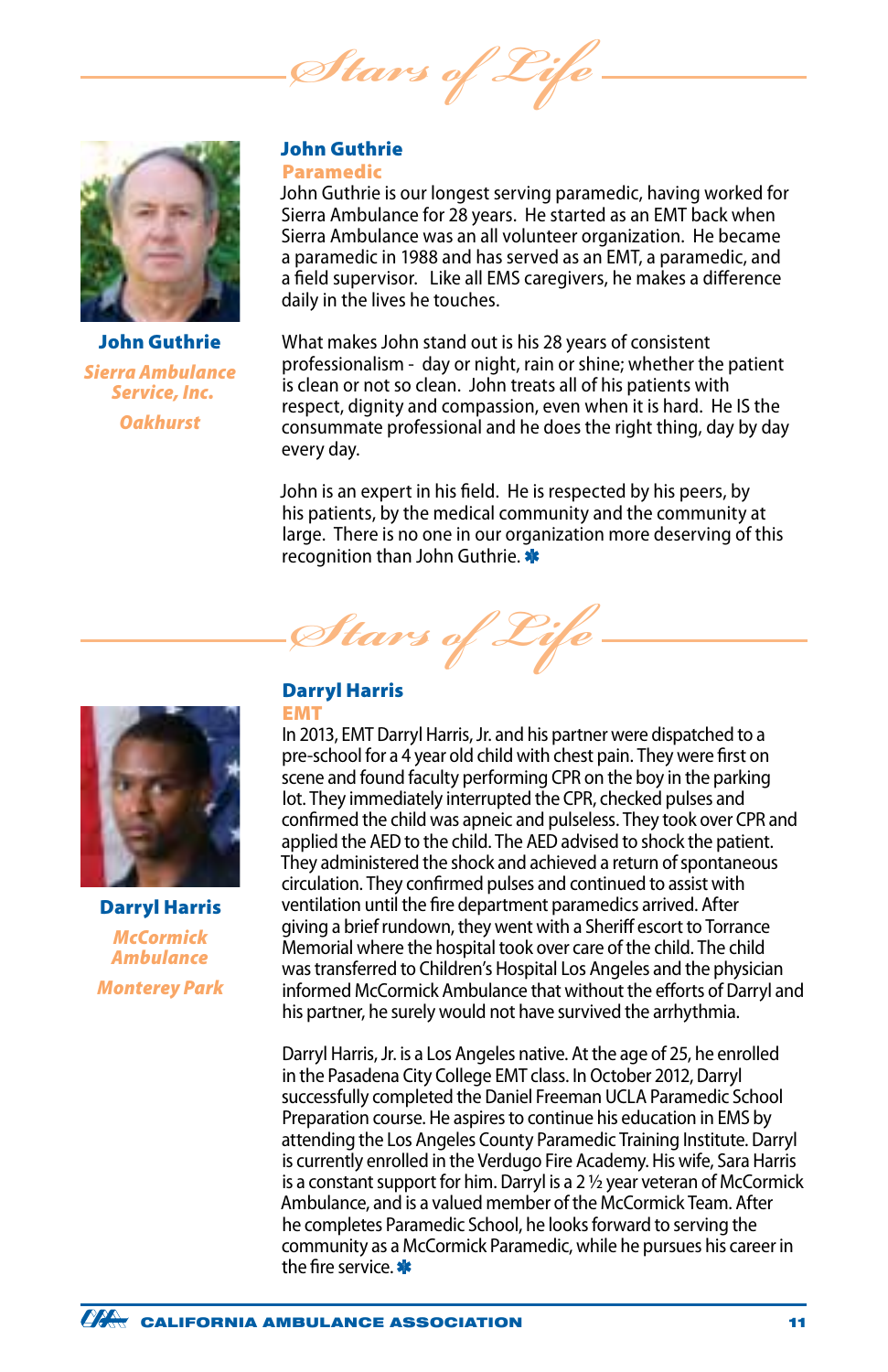# Stars of Life

**John Guthrie**

*Sierra Ambulance Service, Inc.*

*Oakhurst*

## John Guthrie

### Paramedic

John Guthrie is our longest serving paramedic, having worked for Sierra Ambulance for 28 years. He started as an EMT back when Sierra Ambulance was an all volunteer organization. He became a paramedic in 1988 and has served as an EMT, a paramedic, and a field supervisor. Like all EMS caregivers, he makes a difference daily in the lives he touches.

What makes John stand out is his 28 years of consistent professionalism - day or night, rain or shine; whether the patient is clean or not so clean. John treats all of his patients with respect, dignity and compassion, even when it is hard. He IS the consummate professional and he does the right thing, day by day every day.

John is an expert in his field. He is respected by his peers, by his patients, by the medical community and the community at large. There is no one in our organization more deserving of this recognition than John Guthrie. ✱

# Stars of Life

**Darryl Harris**

*McCormick Ambulance*

*Monterey Park*

## Darryl Harris

### EMT

In 2013, EMT Darryl Harris, Jr. and his partner were dispatched to a pre-school for a 4 year old child with chest pain. They were first on scene and found faculty performing CPR on the boy in the parking lot. They immediately interrupted the CPR, checked pulses and confirmed the child was apneic and pulseless. They took over CPR and applied the AED to the child. The AED advised to shock the patient. They administered the shock and achieved a return of spontaneous circulation. They confirmed pulses and continued to assist with ventilation until the fire department paramedics arrived. After giving a brief rundown, they went with a Sheriff escort to Torrance Memorial where the hospital took over care of the child. The child was transferred to Children's Hospital Los Angeles and the physician informed McCormick Ambulance that without the efforts of Darryl and his partner, he surely would not have survived the arrhythmia.

Darryl Harris, Jr. is a Los Angeles native. At the age of 25, he enrolled in the Pasadena City College EMT class. In October 2012, Darryl successfully completed the Daniel Freeman UCLA Paramedic School Preparation course. He aspires to continue his education in EMS by attending the Los Angeles County Paramedic Training Institute. Darryl is currently enrolled in the Verdugo Fire Academy. His wife, Sara Harris is a constant support for him. Darryl is a 2 ½ year veteran of McCormick Ambulance, and is a valued member of the McCormick Team. After he completes Paramedic School, he looks forward to serving the community as a McCormick Paramedic, while he pursues his career in the fire service. ✱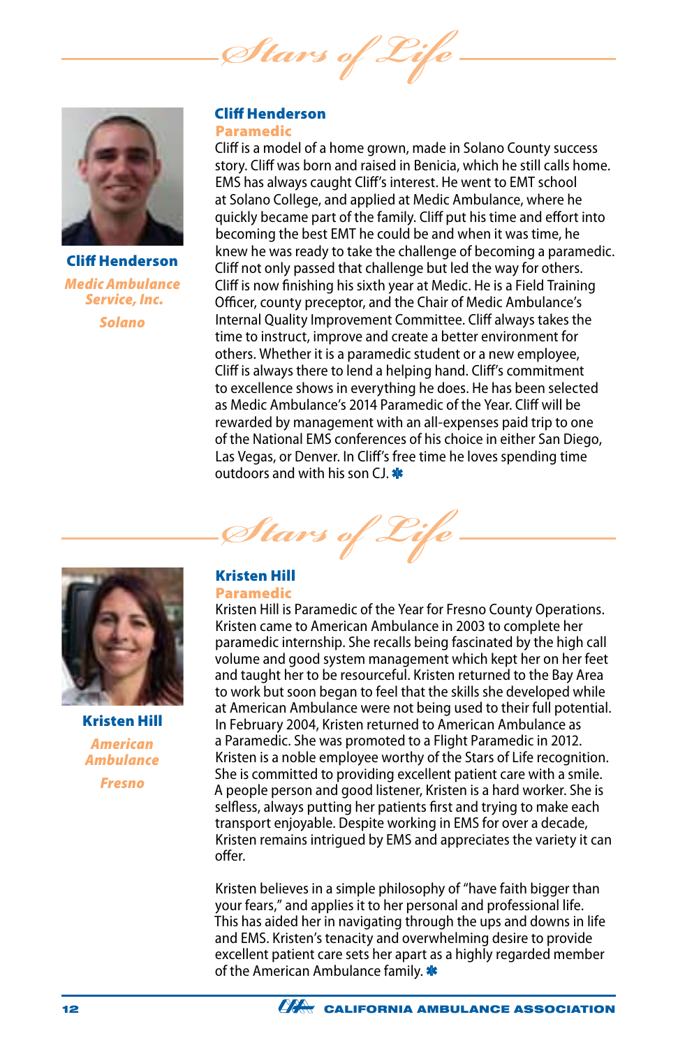# Stars of Life

**Cliff Henderson**

*Medic Ambulance Service, Inc.*

*Solano*

## Cliff Henderson

### Paramedic

Cliff is a model of a home grown, made in Solano County success story. Cliff was born and raised in Benicia, which he still calls home. EMS has always caught Cliff's interest. He went to EMT school at Solano College, and applied at Medic Ambulance, where he quickly became part of the family. Cliff put his time and effort into becoming the best EMT he could be and when it was time, he knew he was ready to take the challenge of becoming a paramedic. Cliff not only passed that challenge but led the way for others. Cliff is now finishing his sixth year at Medic. He is a Field Training Officer, county preceptor, and the Chair of Medic Ambulance's Internal Quality Improvement Committee. Cliff always takes the time to instruct, improve and create a better environment for others. Whether it is a paramedic student or a new employee, Cliff is always there to lend a helping hand. Cliff's commitment to excellence shows in everything he does. He has been selected as Medic Ambulance's 2014 Paramedic of the Year. Cliff will be rewarded by management with an all-expenses paid trip to one of the National EMS conferences of his choice in either San Diego, Las Vegas, or Denver. In Cliff's free time he loves spending time outdoors and with his son CJ. ✱

# Stars of Life

**Kristen Hill**

*American Ambulance*

*Fresno*

## Kristen Hill

### Paramedic

Kristen Hill is Paramedic of the Year for Fresno County Operations. Kristen came to American Ambulance in 2003 to complete her paramedic internship. She recalls being fascinated by the high call volume and good system management which kept her on her feet and taught her to be resourceful. Kristen returned to the Bay Area to work but soon began to feel that the skills she developed while at American Ambulance were not being used to their full potential. In February 2004, Kristen returned to American Ambulance as a Paramedic. She was promoted to a Flight Paramedic in 2012. Kristen is a noble employee worthy of the Stars of Life recognition. She is committed to providing excellent patient care with a smile. A people person and good listener, Kristen is a hard worker. She is selfless, always putting her patients first and trying to make each transport enjoyable. Despite working in EMS for over a decade, Kristen remains intrigued by EMS and appreciates the variety it can offer.

Kristen believes in a simple philosophy of "have faith bigger than your fears," and applies it to her personal and professional life. This has aided her in navigating through the ups and downs in life and EMS. Kristen's tenacity and overwhelming desire to provide excellent patient care sets her apart as a highly regarded member of the American Ambulance family. ✱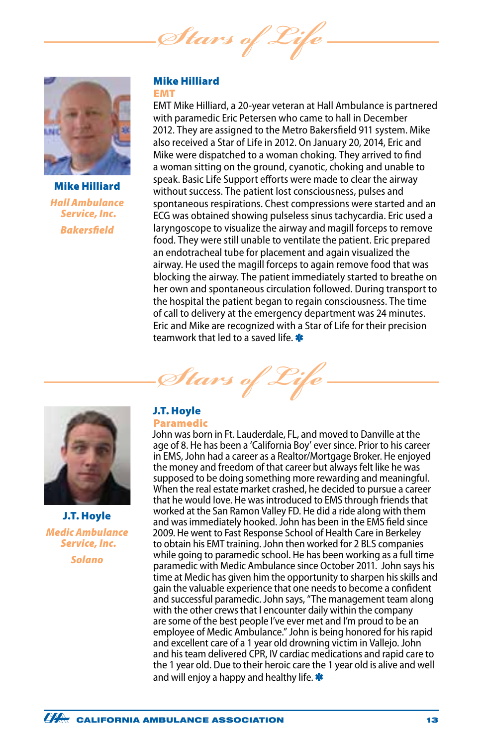# Stars of Life

**Mike Hilliard**

*Hall Ambulance Service, Inc.*

*Bakersfield*

## Mike Hilliard

### EMT

EMT Mike Hilliard, a 20-year veteran at Hall Ambulance is partnered with paramedic Eric Petersen who came to hall in December 2012. They are assigned to the Metro Bakersfield 911 system. Mike also received a Star of Life in 2012. On January 20, 2014, Eric and Mike were dispatched to a woman choking. They arrived to find a woman sitting on the ground, cyanotic, choking and unable to speak. Basic Life Support efforts were made to clear the airway without success. The patient lost consciousness, pulses and spontaneous respirations. Chest compressions were started and an ECG was obtained showing pulseless sinus tachycardia. Eric used a laryngoscope to visualize the airway and magill forceps to remove food. They were still unable to ventilate the patient. Eric prepared an endotracheal tube for placement and again visualized the airway. He used the magill forceps to again remove food that was blocking the airway. The patient immediately started to breathe on her own and spontaneous circulation followed. During transport to the hospital the patient began to regain consciousness. The time of call to delivery at the emergency department was 24 minutes. Eric and Mike are recognized with a Star of Life for their precision teamwork that led to a saved life. ✱

# Stars of Life

**J.T. Hoyle**

*Medic Ambulance Service, Inc.*

*Solano*

## J.T. Hoyle

### Paramedic

John was born in Ft. Lauderdale, FL, and moved to Danville at the age of 8. He has been a 'California Boy' ever since. Prior to his career in EMS, John had a career as a Realtor/Mortgage Broker. He enjoyed the money and freedom of that career but always felt like he was supposed to be doing something more rewarding and meaningful. When the real estate market crashed, he decided to pursue a career that he would love. He was introduced to EMS through friends that worked at the San Ramon Valley FD. He did a ride along with them and was immediately hooked. John has been in the EMS field since 2009. He went to Fast Response School of Health Care in Berkeley to obtain his EMT training. John then worked for 2 BLS companies while going to paramedic school. He has been working as a full time paramedic with Medic Ambulance since October 2011. John says his time at Medic has given him the opportunity to sharpen his skills and gain the valuable experience that one needs to become a confident and successful paramedic. John says, "The management team along with the other crews that I encounter daily within the company are some of the best people I've ever met and I'm proud to be an employee of Medic Ambulance." John is being honored for his rapid and excellent care of a 1 year old drowning victim in Vallejo. John and his team delivered CPR, IV cardiac medications and rapid care to the 1 year old. Due to their heroic care the 1 year old is alive and well and will enjoy a happy and healthy life. ✱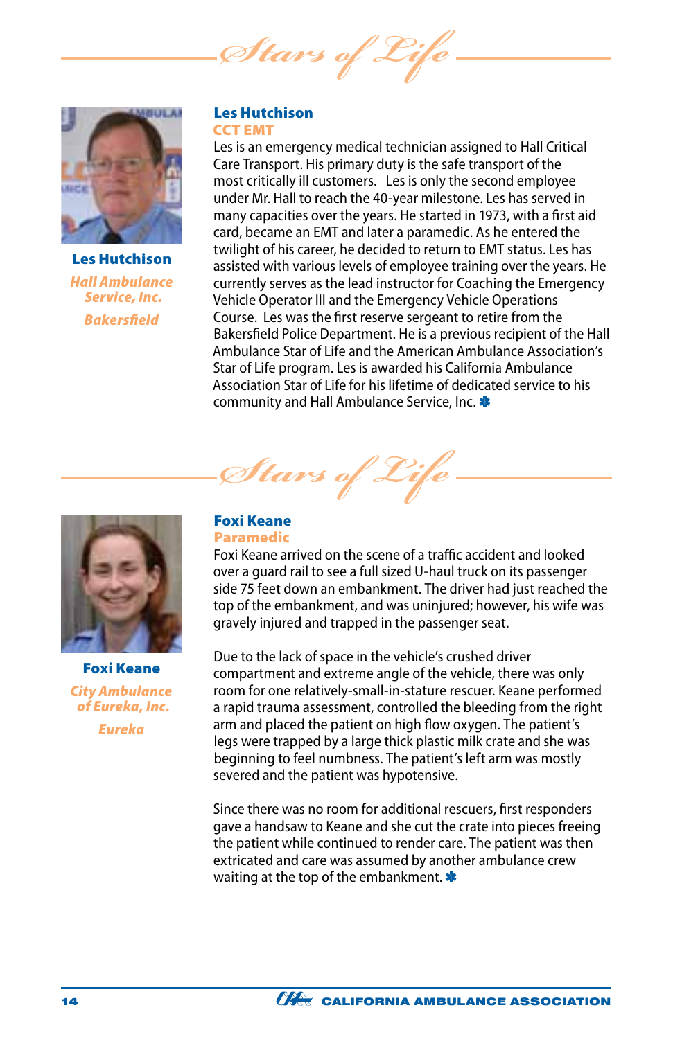## Stars of Life

**Les Hutchison**

*Hall Ambulance Service, Inc.*

*Bakersfield*

### Les Hutchison

**CCT EMT**

Les is an emergency medical technician assigned to Hall Critical Care Transport. His primary duty is the safe transport of the most critically ill customers. Les is only the second employee under Mr. Hall to reach the 40-year milestone. Les has served in many capacities over the years. He started in 1973, with a first aid card, became an EMT and later a paramedic. As he entered the twilight of his career, he decided to return to EMT status. Les has assisted with various levels of employee training over the years. He currently serves as the lead instructor for Coaching the Emergency Vehicle Operator III and the Emergency Vehicle Operations Course. Les was the first reserve sergeant to retire from the Bakersfield Police Department. He is a previous recipient of the Hall Ambulance Star of Life and the American Ambulance Association's Star of Life program. Les is awarded his California Ambulance Association Star of Life for his lifetime of dedicated service to his community and Hall Ambulance Service, Inc.

## Stars of Life

**Foxi Keane**

*City Ambulance of Eureka, Inc.*

*Eureka*

### Foxi Keane

**Paramedic**

Foxi Keane arrived on the scene of a traffic accident and looked over a guard rail to see a full sized U-haul truck on its passenger side 75 feet down an embankment. The driver had just reached the top of the embankment, and was uninjured; however, his wife was gravely injured and trapped in the passenger seat.

Due to the lack of space in the vehicle's crushed driver compartment and extreme angle of the vehicle, there was only room for one relatively-small-in-stature rescuer. Keane performed a rapid trauma assessment, controlled the bleeding from the right arm and placed the patient on high flow oxygen. The patient's legs were trapped by a large thick plastic milk crate and she was beginning to feel numbness. The patient's left arm was mostly severed and the patient was hypotensive.

Since there was no room for additional rescuers, first responders gave a handsaw to Keane and she cut the crate into pieces freeing the patient while continued to render care. The patient was then extricated and care was assumed by another ambulance crew waiting at the top of the embankment.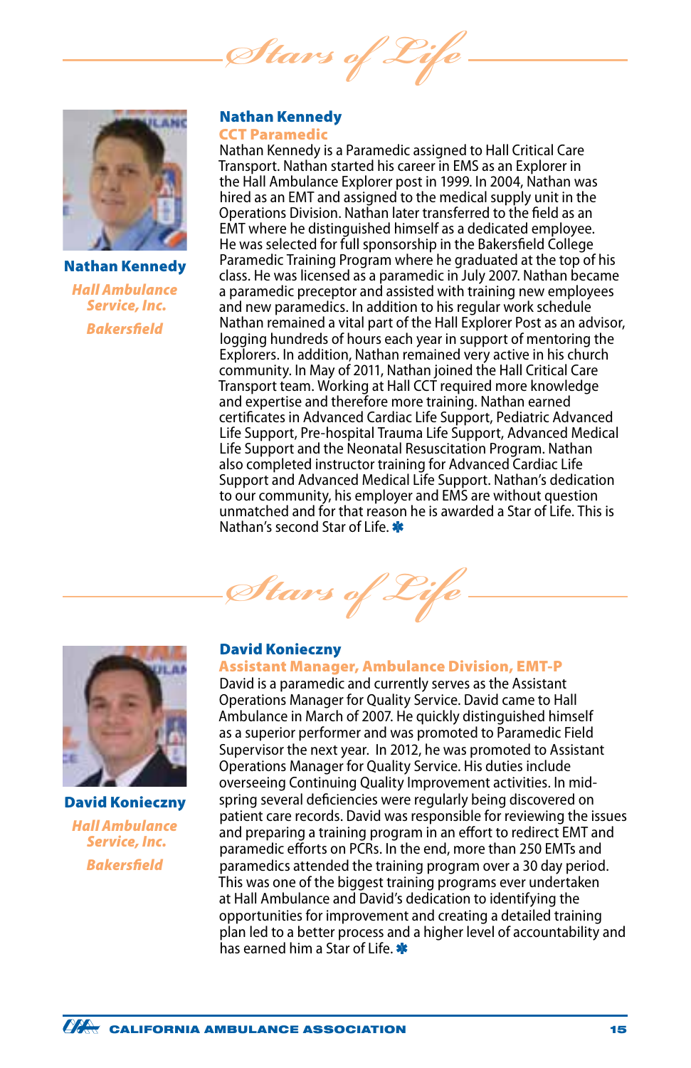# Stars of Life

## Nathan Kennedy

**Nathan Kennedy**
*Hall Ambulance Service, Inc.*
*Bakersfield*

### CCT Paramedic

Nathan Kennedy is a Paramedic assigned to Hall Critical Care Transport. Nathan started his career in EMS as an Explorer in the Hall Ambulance Explorer post in 1999. In 2004, Nathan was hired as an EMT and assigned to the medical supply unit in the Operations Division. Nathan later transferred to the field as an EMT where he distinguished himself as a dedicated employee. He was selected for full sponsorship in the Bakersfield College Paramedic Training Program where he graduated at the top of his class. He was licensed as a paramedic in July 2007. Nathan became a paramedic preceptor and assisted with training new employees and new paramedics. In addition to his regular work schedule Nathan remained a vital part of the Hall Explorer Post as an advisor, logging hundreds of hours each year in support of mentoring the Explorers. In addition, Nathan remained very active in his church community. In May of 2011, Nathan joined the Hall Critical Care Transport team. Working at Hall CCT required more knowledge and expertise and therefore more training. Nathan earned certificates in Advanced Cardiac Life Support, Pediatric Advanced Life Support, Pre-hospital Trauma Life Support, Advanced Medical Life Support and the Neonatal Resuscitation Program. Nathan also completed instructor training for Advanced Cardiac Life Support and Advanced Medical Life Support. Nathan's dedication to our community, his employer and EMS are without question unmatched and for that reason he is awarded a Star of Life. This is Nathan's second Star of Life. ✱

# Stars of Life

## David Konieczny

**David Konieczny**
*Hall Ambulance Service, Inc.*
*Bakersfield*

### Assistant Manager, Ambulance Division, EMT-P

David is a paramedic and currently serves as the Assistant Operations Manager for Quality Service. David came to Hall Ambulance in March of 2007. He quickly distinguished himself as a superior performer and was promoted to Paramedic Field Supervisor the next year. In 2012, he was promoted to Assistant Operations Manager for Quality Service. His duties include overseeing Continuing Quality Improvement activities. In mid-spring several deficiencies were regularly being discovered on patient care records. David was responsible for reviewing the issues and preparing a training program in an effort to redirect EMT and paramedic efforts on PCRs. In the end, more than 250 EMTs and paramedics attended the training program over a 30 day period. This was one of the biggest training programs ever undertaken at Hall Ambulance and David's dedication to identifying the opportunities for improvement and creating a detailed training plan led to a better process and a higher level of accountability and has earned him a Star of Life. ✱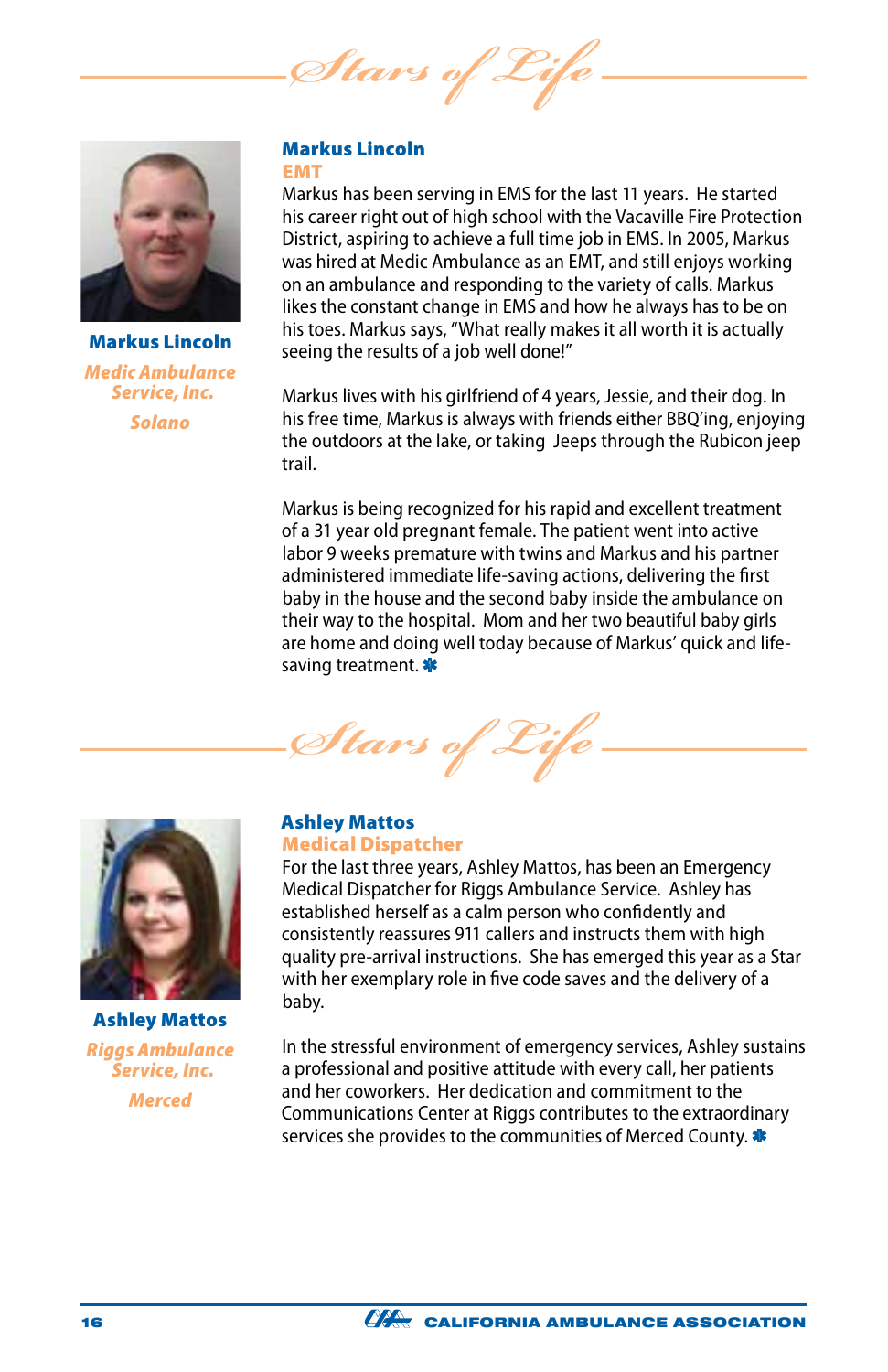## Stars of Life

**Markus Lincoln**

*Medic Ambulance Service, Inc.*

*Solano*

### Markus Lincoln
**EMT**

Markus has been serving in EMS for the last 11 years. He started his career right out of high school with the Vacaville Fire Protection District, aspiring to achieve a full time job in EMS. In 2005, Markus was hired at Medic Ambulance as an EMT, and still enjoys working on an ambulance and responding to the variety of calls. Markus likes the constant change in EMS and how he always has to be on his toes. Markus says, "What really makes it all worth it is actually seeing the results of a job well done!"

Markus lives with his girlfriend of 4 years, Jessie, and their dog. In his free time, Markus is always with friends either BBQ'ing, enjoying the outdoors at the lake, or taking Jeeps through the Rubicon jeep trail.

Markus is being recognized for his rapid and excellent treatment of a 31 year old pregnant female. The patient went into active labor 9 weeks premature with twins and Markus and his partner administered immediate life-saving actions, delivering the first baby in the house and the second baby inside the ambulance on their way to the hospital. Mom and her two beautiful baby girls are home and doing well today because of Markus' quick and life-saving treatment.

## Stars of Life

**Ashley Mattos**

*Riggs Ambulance Service, Inc.*

*Merced*

### Ashley Mattos
**Medical Dispatcher**

For the last three years, Ashley Mattos, has been an Emergency Medical Dispatcher for Riggs Ambulance Service. Ashley has established herself as a calm person who confidently and consistently reassures 911 callers and instructs them with high quality pre-arrival instructions. She has emerged this year as a Star with her exemplary role in five code saves and the delivery of a baby.

In the stressful environment of emergency services, Ashley sustains a professional and positive attitude with every call, her patients and her coworkers. Her dedication and commitment to the Communications Center at Riggs contributes to the extraordinary services she provides to the communities of Merced County.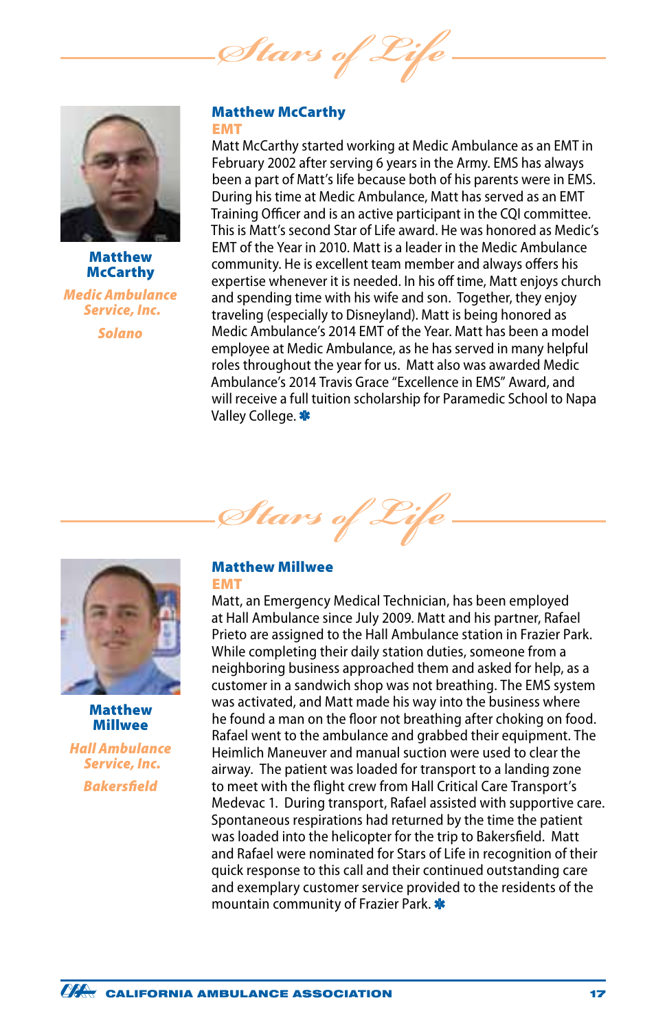# Stars of Life

**Matthew McCarthy**

*Medic Ambulance Service, Inc.*

*Solano*

## Matthew McCarthy

### EMT

Matt McCarthy started working at Medic Ambulance as an EMT in February 2002 after serving 6 years in the Army. EMS has always been a part of Matt's life because both of his parents were in EMS. During his time at Medic Ambulance, Matt has served as an EMT Training Officer and is an active participant in the CQI committee. This is Matt's second Star of Life award. He was honored as Medic's EMT of the Year in 2010. Matt is a leader in the Medic Ambulance community. He is excellent team member and always offers his expertise whenever it is needed. In his off time, Matt enjoys church and spending time with his wife and son. Together, they enjoy traveling (especially to Disneyland). Matt is being honored as Medic Ambulance's 2014 EMT of the Year. Matt has been a model employee at Medic Ambulance, as he has served in many helpful roles throughout the year for us. Matt also was awarded Medic Ambulance's 2014 Travis Grace "Excellence in EMS" Award, and will receive a full tuition scholarship for Paramedic School to Napa Valley College.

# Stars of Life

**Matthew Millwee**

*Hall Ambulance Service, Inc.*

*Bakersfield*

## Matthew Millwee

### EMT

Matt, an Emergency Medical Technician, has been employed at Hall Ambulance since July 2009. Matt and his partner, Rafael Prieto are assigned to the Hall Ambulance station in Frazier Park. While completing their daily station duties, someone from a neighboring business approached them and asked for help, as a customer in a sandwich shop was not breathing. The EMS system was activated, and Matt made his way into the business where he found a man on the floor not breathing after choking on food. Rafael went to the ambulance and grabbed their equipment. The Heimlich Maneuver and manual suction were used to clear the airway. The patient was loaded for transport to a landing zone to meet with the flight crew from Hall Critical Care Transport's Medevac 1. During transport, Rafael assisted with supportive care. Spontaneous respirations had returned by the time the patient was loaded into the helicopter for the trip to Bakersfield. Matt and Rafael were nominated for Stars of Life in recognition of their quick response to this call and their continued outstanding care and exemplary customer service provided to the residents of the mountain community of Frazier Park.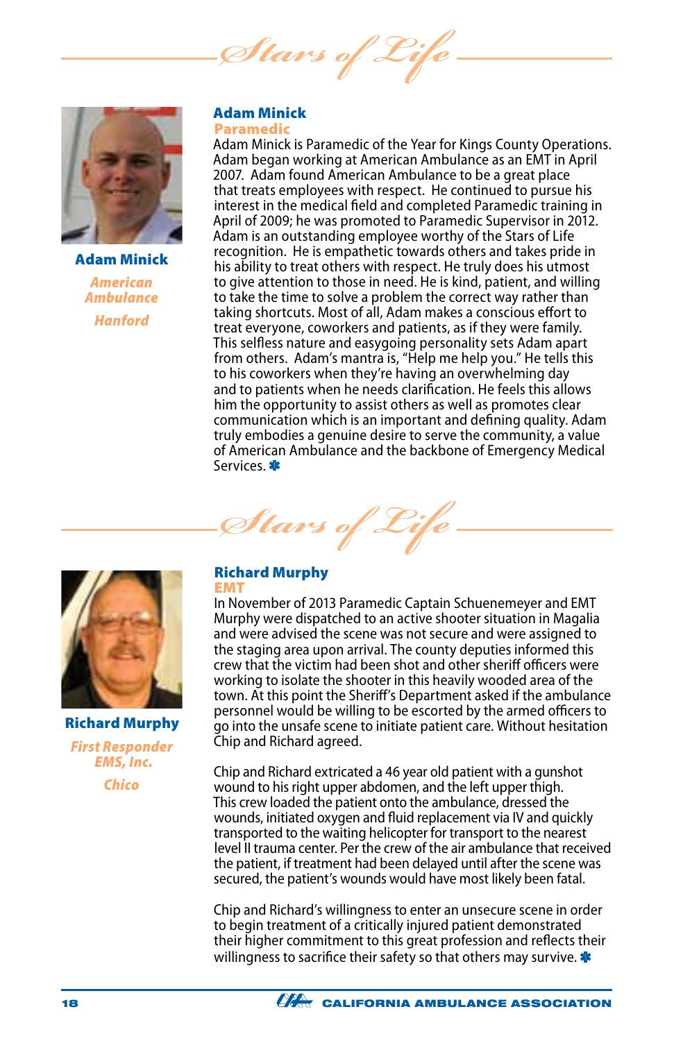## Stars of Life

**Adam Minick**

*American Ambulance*

*Hanford*

### Adam Minick

**Paramedic**

Adam Minick is Paramedic of the Year for Kings County Operations. Adam began working at American Ambulance as an EMT in April 2007. Adam found American Ambulance to be a great place that treats employees with respect. He continued to pursue his interest in the medical field and completed Paramedic training in April of 2009; he was promoted to Paramedic Supervisor in 2012. Adam is an outstanding employee worthy of the Stars of Life recognition. He is empathetic towards others and takes pride in his ability to treat others with respect. He truly does his utmost to give attention to those in need. He is kind, patient, and willing to take the time to solve a problem the correct way rather than taking shortcuts. Most of all, Adam makes a conscious effort to treat everyone, coworkers and patients, as if they were family. This selfless nature and easygoing personality sets Adam apart from others. Adam's mantra is, "Help me help you." He tells this to his coworkers when they're having an overwhelming day and to patients when he needs clarification. He feels this allows him the opportunity to assist others as well as promotes clear communication which is an important and defining quality. Adam truly embodies a genuine desire to serve the community, a value of American Ambulance and the backbone of Emergency Medical Services.

## Stars of Life

**Richard Murphy**

*First Responder EMS, Inc.*

*Chico*

### Richard Murphy

**EMT**

In November of 2013 Paramedic Captain Schuenemeyer and EMT Murphy were dispatched to an active shooter situation in Magalia and were advised the scene was not secure and were assigned to the staging area upon arrival. The county deputies informed this crew that the victim had been shot and other sheriff officers were working to isolate the shooter in this heavily wooded area of the town. At this point the Sheriff's Department asked if the ambulance personnel would be willing to be escorted by the armed officers to go into the unsafe scene to initiate patient care. Without hesitation Chip and Richard agreed.

Chip and Richard extricated a 46 year old patient with a gunshot wound to his right upper abdomen, and the left upper thigh. This crew loaded the patient onto the ambulance, dressed the wounds, initiated oxygen and fluid replacement via IV and quickly transported to the waiting helicopter for transport to the nearest level II trauma center. Per the crew of the air ambulance that received the patient, if treatment had been delayed until after the scene was secured, the patient's wounds would have most likely been fatal.

Chip and Richard's willingness to enter an unsecure scene in order to begin treatment of a critically injured patient demonstrated their higher commitment to this great profession and reflects their willingness to sacrifice their safety so that others may survive.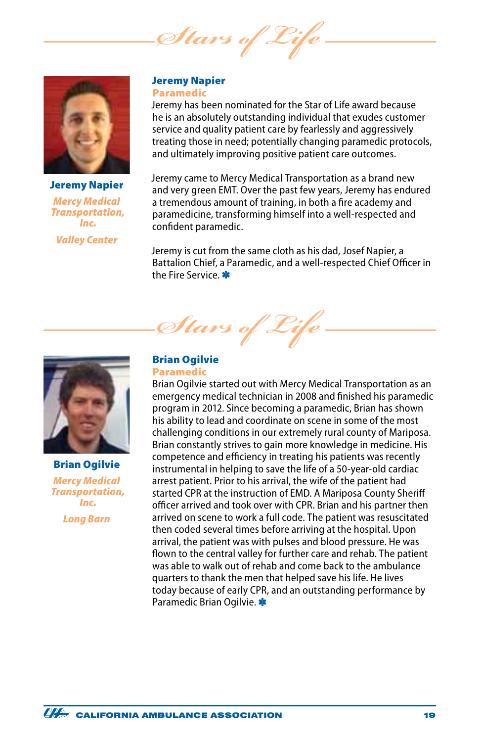*Stars of Life*

**Jeremy Napier**

*Mercy Medical Transportation, Inc.*

*Valley Center*

## Jeremy Napier

### Paramedic

Jeremy has been nominated for the Star of Life award because he is an absolutely outstanding individual that exudes customer service and quality patient care by fearlessly and aggressively treating those in need; potentially changing paramedic protocols, and ultimately improving positive patient care outcomes.

Jeremy came to Mercy Medical Transportation as a brand new and very green EMT. Over the past few years, Jeremy has endured a tremendous amount of training, in both a fire academy and paramedicine, transforming himself into a well-respected and confident paramedic.

Jeremy is cut from the same cloth as his dad, Josef Napier, a Battalion Chief, a Paramedic, and a well-respected Chief Officer in the Fire Service. ✱

*Stars of Life*

**Brian Ogilvie**

*Mercy Medical Transportation, Inc.*

*Long Barn*

## Brian Ogilvie

### Paramedic

Brian Ogilvie started out with Mercy Medical Transportation as an emergency medical technician in 2008 and finished his paramedic program in 2012. Since becoming a paramedic, Brian has shown his ability to lead and coordinate on scene in some of the most challenging conditions in our extremely rural county of Mariposa. Brian constantly strives to gain more knowledge in medicine. His competence and efficiency in treating his patients was recently instrumental in helping to save the life of a 50-year-old cardiac arrest patient. Prior to his arrival, the wife of the patient had started CPR at the instruction of EMD. A Mariposa County Sheriff officer arrived and took over with CPR. Brian and his partner then arrived on scene to work a full code. The patient was resuscitated then coded several times before arriving at the hospital. Upon arrival, the patient was with pulses and blood pressure. He was flown to the central valley for further care and rehab. The patient was able to walk out of rehab and come back to the ambulance quarters to thank the men that helped save his life. He lives today because of early CPR, and an outstanding performance by Paramedic Brian Ogilvie. ✱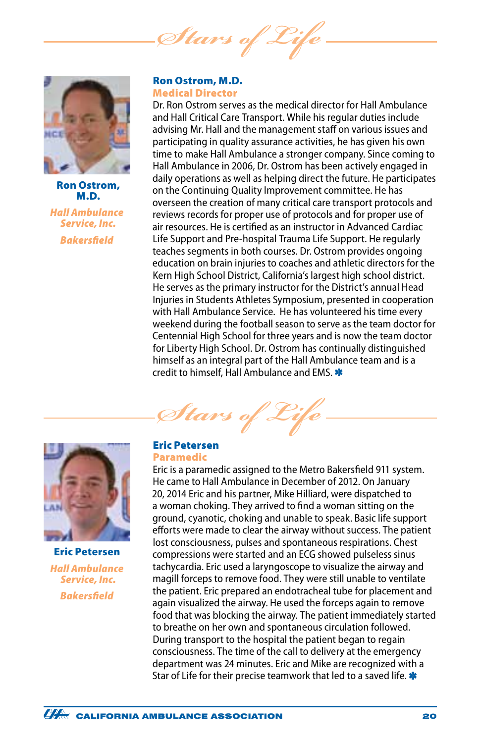# Stars of Life

**Ron Ostrom, M.D.**

*Hall Ambulance Service, Inc.*

*Bakersfield*

## Ron Ostrom, M.D.
### Medical Director

Dr. Ron Ostrom serves as the medical director for Hall Ambulance and Hall Critical Care Transport. While his regular duties include advising Mr. Hall and the management staff on various issues and participating in quality assurance activities, he has given his own time to make Hall Ambulance a stronger company. Since coming to Hall Ambulance in 2006, Dr. Ostrom has been actively engaged in daily operations as well as helping direct the future. He participates on the Continuing Quality Improvement committee. He has overseen the creation of many critical care transport protocols and reviews records for proper use of protocols and for proper use of air resources. He is certified as an instructor in Advanced Cardiac Life Support and Pre-hospital Trauma Life Support. He regularly teaches segments in both courses. Dr. Ostrom provides ongoing education on brain injuries to coaches and athletic directors for the Kern High School District, California's largest high school district. He serves as the primary instructor for the District's annual Head Injuries in Students Athletes Symposium, presented in cooperation with Hall Ambulance Service. He has volunteered his time every weekend during the football season to serve as the team doctor for Centennial High School for three years and is now the team doctor for Liberty High School. Dr. Ostrom has continually distinguished himself as an integral part of the Hall Ambulance team and is a credit to himself, Hall Ambulance and EMS. ✱

# Stars of Life

**Eric Petersen**

*Hall Ambulance Service, Inc.*

*Bakersfield*

## Eric Petersen
### Paramedic

Eric is a paramedic assigned to the Metro Bakersfield 911 system. He came to Hall Ambulance in December of 2012. On January 20, 2014 Eric and his partner, Mike Hilliard, were dispatched to a woman choking. They arrived to find a woman sitting on the ground, cyanotic, choking and unable to speak. Basic life support efforts were made to clear the airway without success. The patient lost consciousness, pulses and spontaneous respirations. Chest compressions were started and an ECG showed pulseless sinus tachycardia. Eric used a laryngoscope to visualize the airway and magill forceps to remove food. They were still unable to ventilate the patient. Eric prepared an endotracheal tube for placement and again visualized the airway. He used the forceps again to remove food that was blocking the airway. The patient immediately started to breathe on her own and spontaneous circulation followed. During transport to the hospital the patient began to regain consciousness. The time of the call to delivery at the emergency department was 24 minutes. Eric and Mike are recognized with a Star of Life for their precise teamwork that led to a saved life. ✱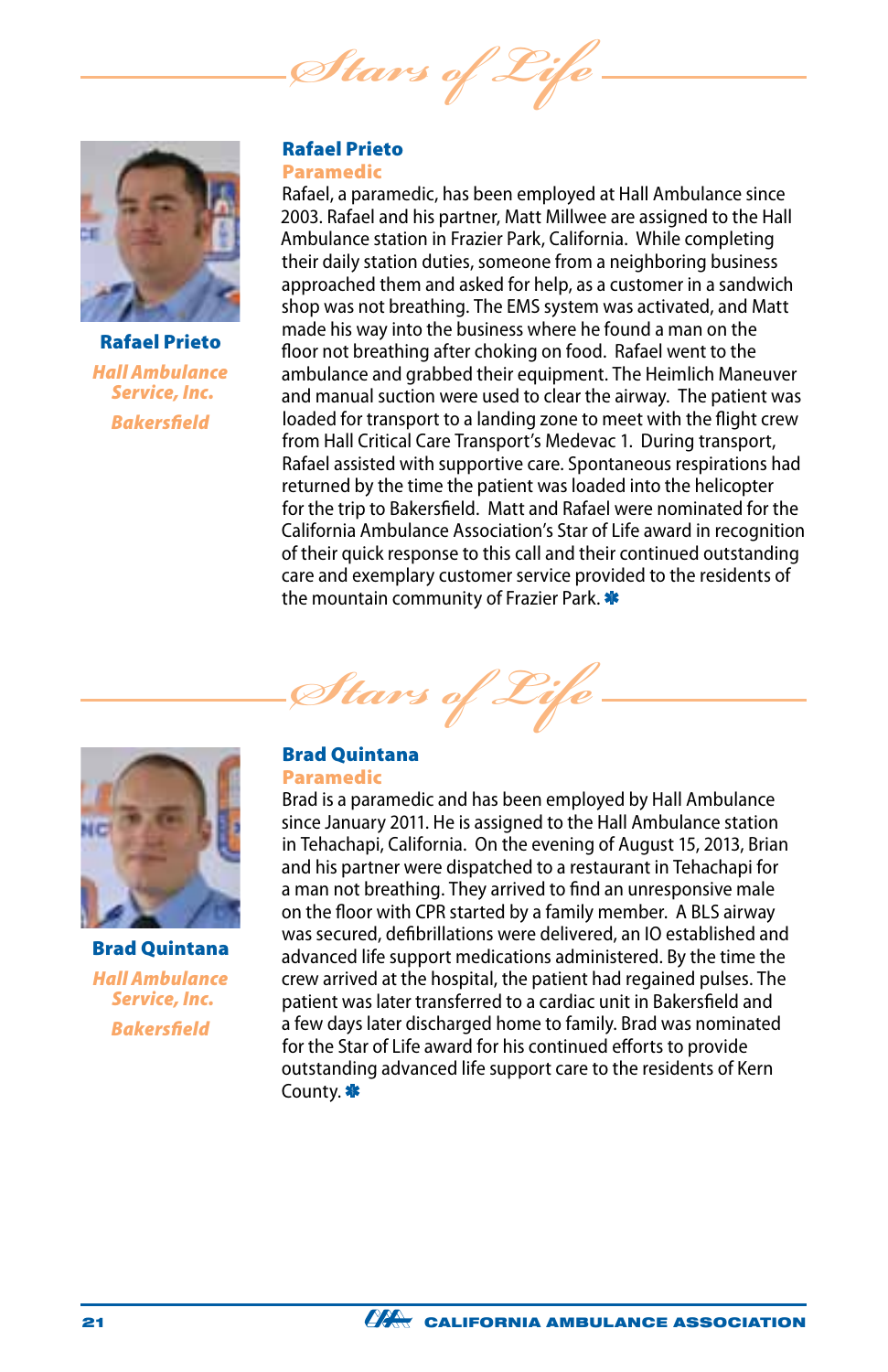## Stars of Life

**Rafael Prieto**
*Hall Ambulance Service, Inc.*
*Bakersfield*

### Rafael Prieto
**Paramedic**

Rafael, a paramedic, has been employed at Hall Ambulance since 2003. Rafael and his partner, Matt Millwee are assigned to the Hall Ambulance station in Frazier Park, California. While completing their daily station duties, someone from a neighboring business approached them and asked for help, as a customer in a sandwich shop was not breathing. The EMS system was activated, and Matt made his way into the business where he found a man on the floor not breathing after choking on food. Rafael went to the ambulance and grabbed their equipment. The Heimlich Maneuver and manual suction were used to clear the airway. The patient was loaded for transport to a landing zone to meet with the flight crew from Hall Critical Care Transport's Medevac 1. During transport, Rafael assisted with supportive care. Spontaneous respirations had returned by the time the patient was loaded into the helicopter for the trip to Bakersfield. Matt and Rafael were nominated for the California Ambulance Association's Star of Life award in recognition of their quick response to this call and their continued outstanding care and exemplary customer service provided to the residents of the mountain community of Frazier Park. ✱

## Stars of Life

**Brad Quintana**
*Hall Ambulance Service, Inc.*
*Bakersfield*

### Brad Quintana
**Paramedic**

Brad is a paramedic and has been employed by Hall Ambulance since January 2011. He is assigned to the Hall Ambulance station in Tehachapi, California. On the evening of August 15, 2013, Brian and his partner were dispatched to a restaurant in Tehachapi for a man not breathing. They arrived to find an unresponsive male on the floor with CPR started by a family member. A BLS airway was secured, defibrillations were delivered, an IO established and advanced life support medications administered. By the time the crew arrived at the hospital, the patient had regained pulses. The patient was later transferred to a cardiac unit in Bakersfield and a few days later discharged home to family. Brad was nominated for the Star of Life award for his continued efforts to provide outstanding advanced life support care to the residents of Kern County. ✱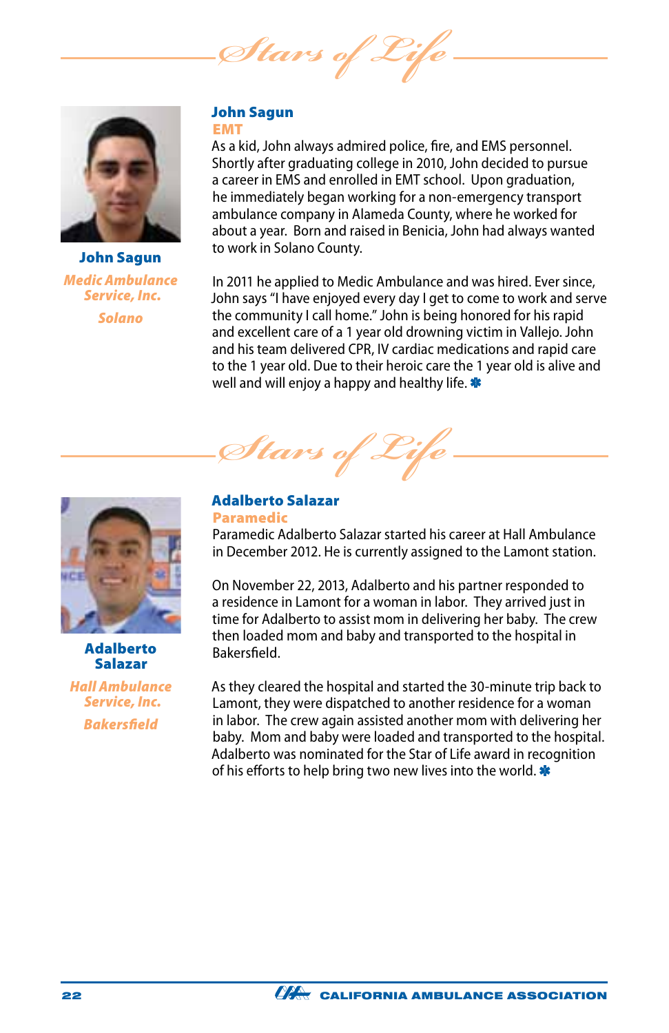# Stars of Life

**John Sagun**
*Medic Ambulance Service, Inc.*
*Solano*

## John Sagun

### EMT

As a kid, John always admired police, fire, and EMS personnel. Shortly after graduating college in 2010, John decided to pursue a career in EMS and enrolled in EMT school. Upon graduation, he immediately began working for a non-emergency transport ambulance company in Alameda County, where he worked for about a year. Born and raised in Benicia, John had always wanted to work in Solano County.

In 2011 he applied to Medic Ambulance and was hired. Ever since, John says "I have enjoyed every day I get to come to work and serve the community I call home." John is being honored for his rapid and excellent care of a 1 year old drowning victim in Vallejo. John and his team delivered CPR, IV cardiac medications and rapid care to the 1 year old. Due to their heroic care the 1 year old is alive and well and will enjoy a happy and healthy life. ✱

# Stars of Life

**Adalberto Salazar**
*Hall Ambulance Service, Inc.*
*Bakersfield*

## Adalberto Salazar

### Paramedic

Paramedic Adalberto Salazar started his career at Hall Ambulance in December 2012. He is currently assigned to the Lamont station.

On November 22, 2013, Adalberto and his partner responded to a residence in Lamont for a woman in labor. They arrived just in time for Adalberto to assist mom in delivering her baby. The crew then loaded mom and baby and transported to the hospital in Bakersfield.

As they cleared the hospital and started the 30-minute trip back to Lamont, they were dispatched to another residence for a woman in labor. The crew again assisted another mom with delivering her baby. Mom and baby were loaded and transported to the hospital. Adalberto was nominated for the Star of Life award in recognition of his efforts to help bring two new lives into the world. ✱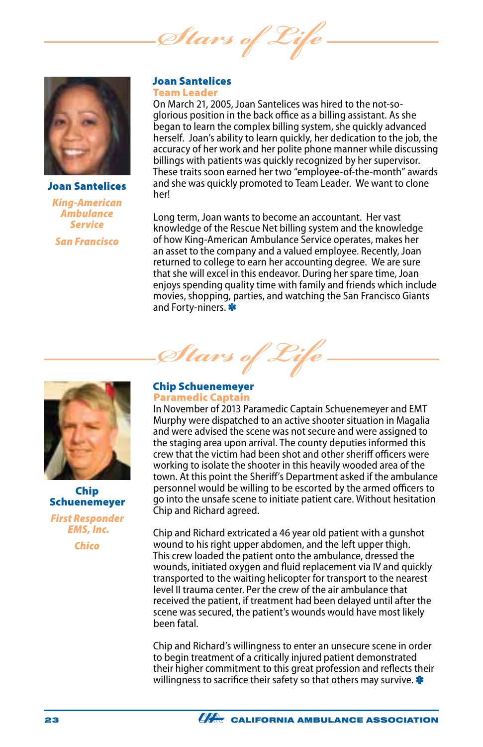# Stars of Life

**Joan Santelices**

*King-American Ambulance Service*

*San Francisco*

## Joan Santelices
### Team Leader

On March 21, 2005, Joan Santelices was hired to the not-so-glorious position in the back office as a billing assistant. As she began to learn the complex billing system, she quickly advanced herself. Joan's ability to learn quickly, her dedication to the job, the accuracy of her work and her polite phone manner while discussing billings with patients was quickly recognized by her supervisor. These traits soon earned her two "employee-of-the-month" awards and she was quickly promoted to Team Leader. We want to clone her!

Long term, Joan wants to become an accountant. Her vast knowledge of the Rescue Net billing system and the knowledge of how King-American Ambulance Service operates, makes her an asset to the company and a valued employee. Recently, Joan returned to college to earn her accounting degree. We are sure that she will excel in this endeavor. During her spare time, Joan enjoys spending quality time with family and friends which include movies, shopping, parties, and watching the San Francisco Giants and Forty-niners. ✱

# Stars of Life

**Chip Schuenemeyer**

*First Responder EMS, Inc.*

*Chico*

## Chip Schuenemeyer
### Paramedic Captain

In November of 2013 Paramedic Captain Schuenemeyer and EMT Murphy were dispatched to an active shooter situation in Magalia and were advised the scene was not secure and were assigned to the staging area upon arrival. The county deputies informed this crew that the victim had been shot and other sheriff officers were working to isolate the shooter in this heavily wooded area of the town. At this point the Sheriff's Department asked if the ambulance personnel would be willing to be escorted by the armed officers to go into the unsafe scene to initiate patient care. Without hesitation Chip and Richard agreed.

Chip and Richard extricated a 46 year old patient with a gunshot wound to his right upper abdomen, and the left upper thigh. This crew loaded the patient onto the ambulance, dressed the wounds, initiated oxygen and fluid replacement via IV and quickly transported to the waiting helicopter for transport to the nearest level II trauma center. Per the crew of the air ambulance that received the patient, if treatment had been delayed until after the scene was secured, the patient's wounds would have most likely been fatal.

Chip and Richard's willingness to enter an unsecure scene in order to begin treatment of a critically injured patient demonstrated their higher commitment to this great profession and reflects their willingness to sacrifice their safety so that others may survive. ✱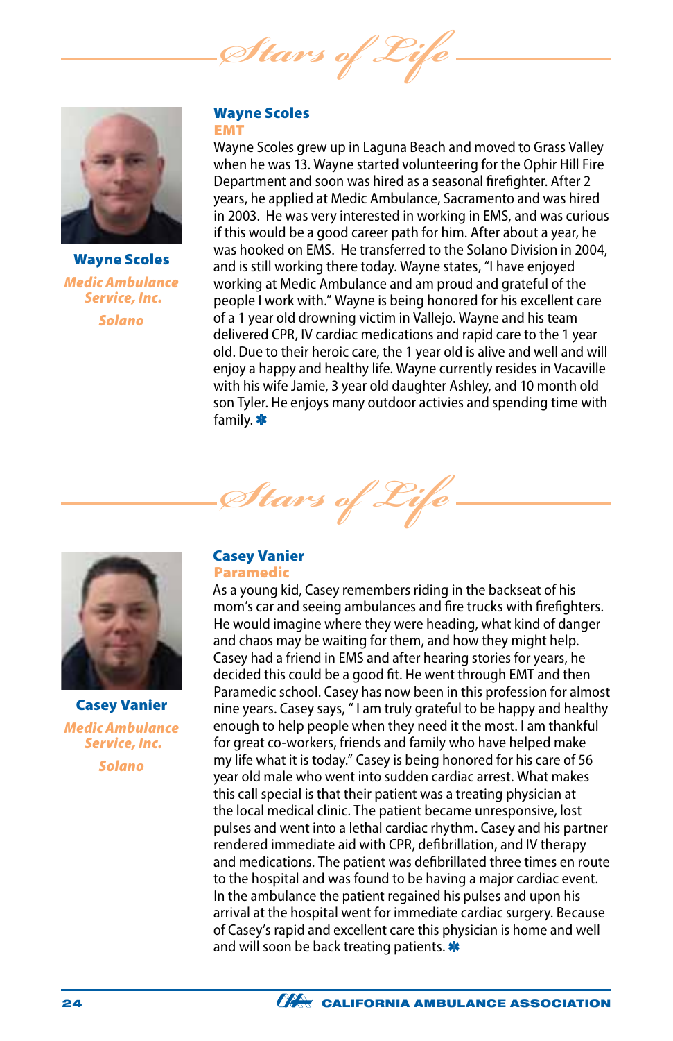## Stars of Life

**Wayne Scoles**
*Medic Ambulance Service, Inc.*
*Solano*

### Wayne Scoles
**EMT**

Wayne Scoles grew up in Laguna Beach and moved to Grass Valley when he was 13. Wayne started volunteering for the Ophir Hill Fire Department and soon was hired as a seasonal firefighter. After 2 years, he applied at Medic Ambulance, Sacramento and was hired in 2003. He was very interested in working in EMS, and was curious if this would be a good career path for him. After about a year, he was hooked on EMS. He transferred to the Solano Division in 2004, and is still working there today. Wayne states, "I have enjoyed working at Medic Ambulance and am proud and grateful of the people I work with." Wayne is being honored for his excellent care of a 1 year old drowning victim in Vallejo. Wayne and his team delivered CPR, IV cardiac medications and rapid care to the 1 year old. Due to their heroic care, the 1 year old is alive and well and will enjoy a happy and healthy life. Wayne currently resides in Vacaville with his wife Jamie, 3 year old daughter Ashley, and 10 month old son Tyler. He enjoys many outdoor activies and spending time with family. ✱

## Stars of Life

**Casey Vanier**
*Medic Ambulance Service, Inc.*
*Solano*

### Casey Vanier
**Paramedic**

As a young kid, Casey remembers riding in the backseat of his mom's car and seeing ambulances and fire trucks with firefighters. He would imagine where they were heading, what kind of danger and chaos may be waiting for them, and how they might help. Casey had a friend in EMS and after hearing stories for years, he decided this could be a good fit. He went through EMT and then Paramedic school. Casey has now been in this profession for almost nine years. Casey says, " I am truly grateful to be happy and healthy enough to help people when they need it the most. I am thankful for great co-workers, friends and family who have helped make my life what it is today." Casey is being honored for his care of 56 year old male who went into sudden cardiac arrest. What makes this call special is that their patient was a treating physician at the local medical clinic. The patient became unresponsive, lost pulses and went into a lethal cardiac rhythm. Casey and his partner rendered immediate aid with CPR, defibrillation, and IV therapy and medications. The patient was defibrillated three times en route to the hospital and was found to be having a major cardiac event. In the ambulance the patient regained his pulses and upon his arrival at the hospital went for immediate cardiac surgery. Because of Casey's rapid and excellent care this physician is home and well and will soon be back treating patients. ✱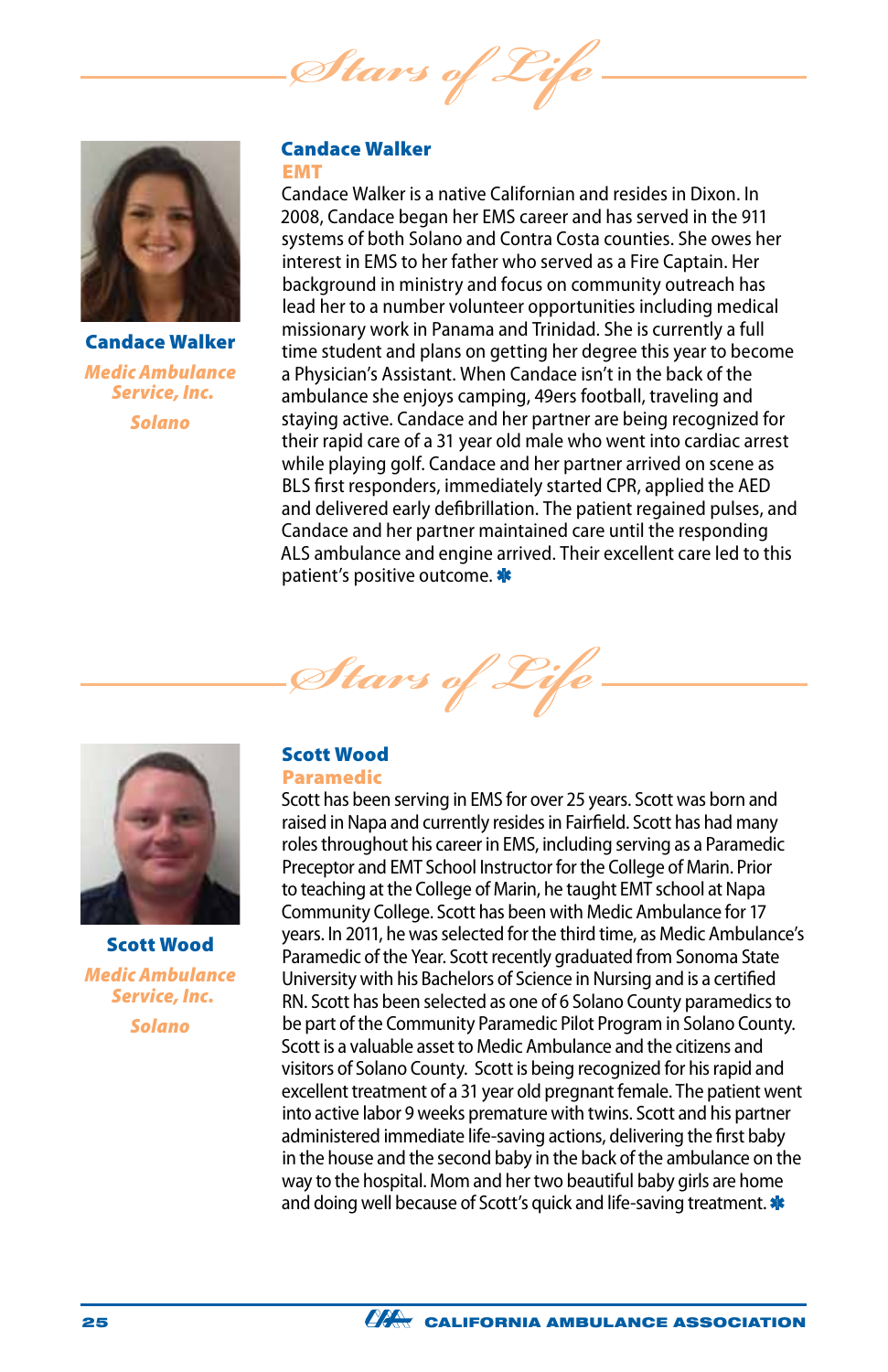## Stars of Life

**Candace Walker**

*Medic Ambulance Service, Inc.*

*Solano*

### Candace Walker
**EMT**

Candace Walker is a native Californian and resides in Dixon. In 2008, Candace began her EMS career and has served in the 911 systems of both Solano and Contra Costa counties. She owes her interest in EMS to her father who served as a Fire Captain. Her background in ministry and focus on community outreach has lead her to a number volunteer opportunities including medical missionary work in Panama and Trinidad. She is currently a full time student and plans on getting her degree this year to become a Physician's Assistant. When Candace isn't in the back of the ambulance she enjoys camping, 49ers football, traveling and staying active. Candace and her partner are being recognized for their rapid care of a 31 year old male who went into cardiac arrest while playing golf. Candace and her partner arrived on scene as BLS first responders, immediately started CPR, applied the AED and delivered early defibrillation. The patient regained pulses, and Candace and her partner maintained care until the responding ALS ambulance and engine arrived. Their excellent care led to this patient's positive outcome.

## Stars of Life

**Scott Wood**

*Medic Ambulance Service, Inc.*

*Solano*

### Scott Wood
**Paramedic**

Scott has been serving in EMS for over 25 years. Scott was born and raised in Napa and currently resides in Fairfield. Scott has had many roles throughout his career in EMS, including serving as a Paramedic Preceptor and EMT School Instructor for the College of Marin. Prior to teaching at the College of Marin, he taught EMT school at Napa Community College. Scott has been with Medic Ambulance for 17 years. In 2011, he was selected for the third time, as Medic Ambulance's Paramedic of the Year. Scott recently graduated from Sonoma State University with his Bachelors of Science in Nursing and is a certified RN. Scott has been selected as one of 6 Solano County paramedics to be part of the Community Paramedic Pilot Program in Solano County. Scott is a valuable asset to Medic Ambulance and the citizens and visitors of Solano County. Scott is being recognized for his rapid and excellent treatment of a 31 year old pregnant female. The patient went into active labor 9 weeks premature with twins. Scott and his partner administered immediate life-saving actions, delivering the first baby in the house and the second baby in the back of the ambulance on the way to the hospital. Mom and her two beautiful baby girls are home and doing well because of Scott's quick and life-saving treatment.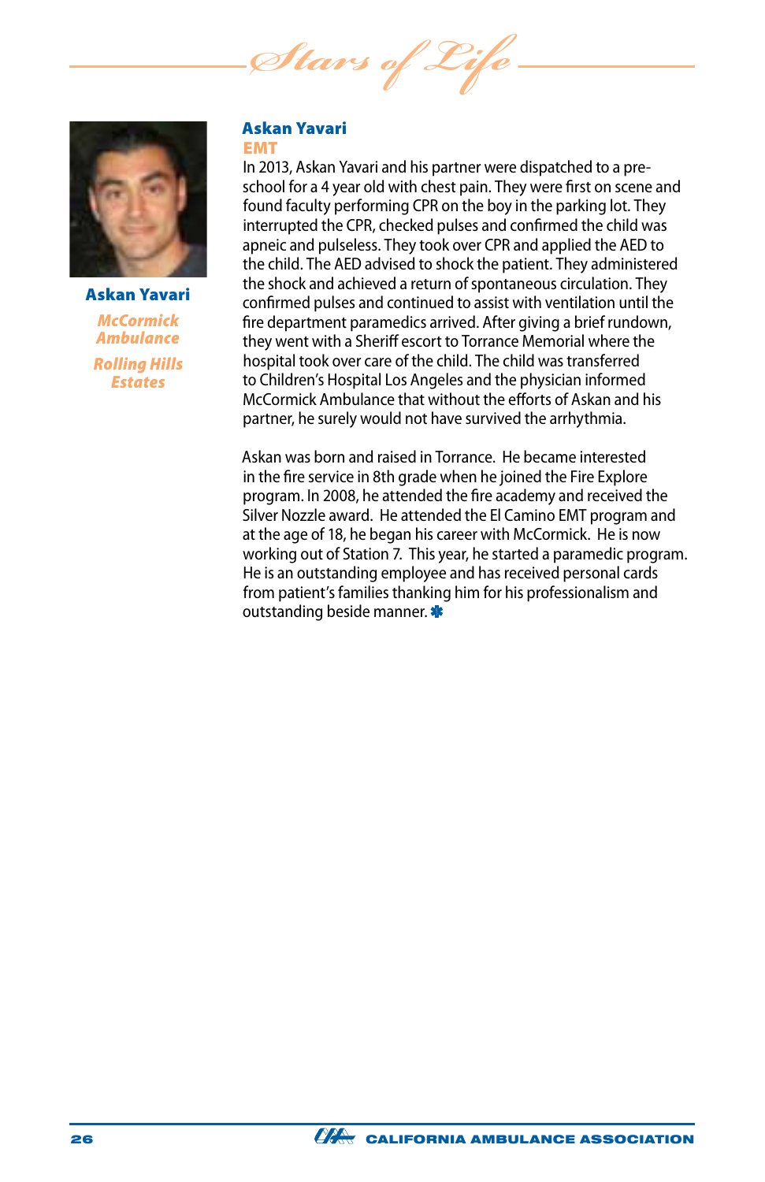**Askan Yavari**

*McCormick Ambulance*

*Rolling Hills Estates*

## Askan Yavari

### EMT

In 2013, Askan Yavari and his partner were dispatched to a pre-school for a 4 year old with chest pain. They were first on scene and found faculty performing CPR on the boy in the parking lot. They interrupted the CPR, checked pulses and confirmed the child was apneic and pulseless. They took over CPR and applied the AED to the child. The AED advised to shock the patient. They administered the shock and achieved a return of spontaneous circulation. They confirmed pulses and continued to assist with ventilation until the fire department paramedics arrived. After giving a brief rundown, they went with a Sheriff escort to Torrance Memorial where the hospital took over care of the child. The child was transferred to Children's Hospital Los Angeles and the physician informed McCormick Ambulance that without the efforts of Askan and his partner, he surely would not have survived the arrhythmia.

Askan was born and raised in Torrance. He became interested in the fire service in 8th grade when he joined the Fire Explore program. In 2008, he attended the fire academy and received the Silver Nozzle award. He attended the El Camino EMT program and at the age of 18, he began his career with McCormick. He is now working out of Station 7. This year, he started a paramedic program. He is an outstanding employee and has received personal cards from patient's families thanking him for his professionalism and outstanding beside manner.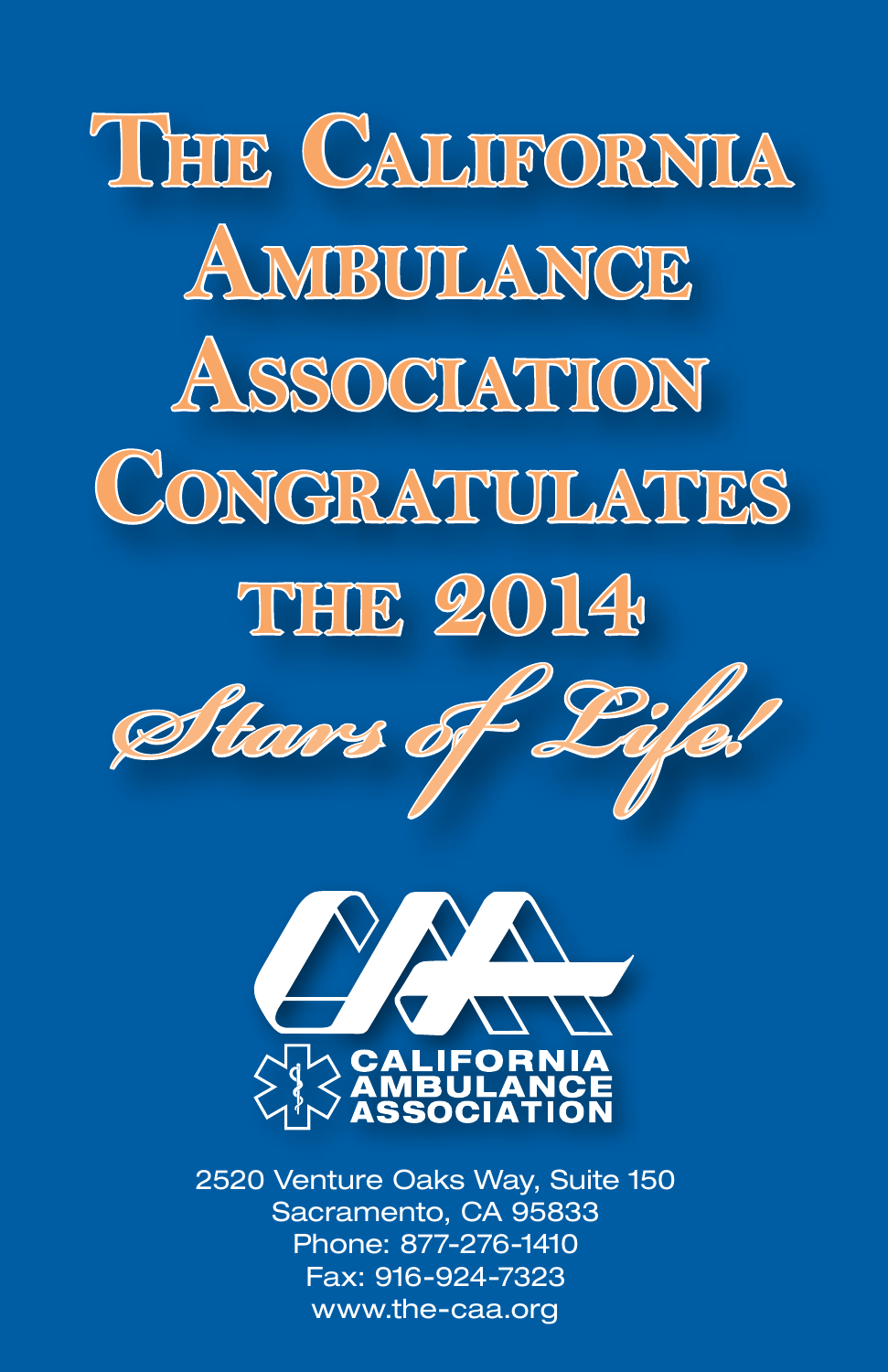# The California Ambulance Association Congratulates the 2014 *Stars of Life!*

CALIFORNIA AMBULANCE ASSOCIATION

2520 Venture Oaks Way, Suite 150
Sacramento, CA 95833
Phone: 877-276-1410
Fax: 916-924-7323
www.the-caa.org